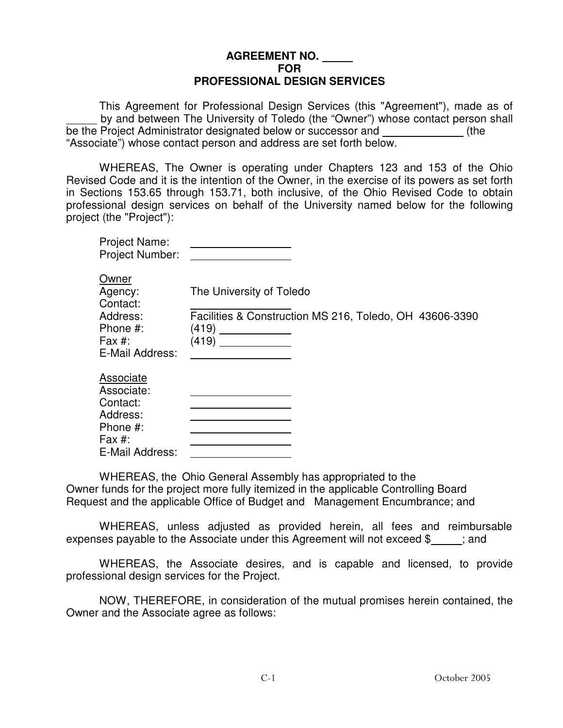# AGREEMENT NO. _____
# FOR
# PROFESSIONAL DESIGN SERVICES

This Agreement for Professional Design Services (this "Agreement"), made as of _____ by and between The University of Toledo (the "Owner") whose contact person shall be the Project Administrator designated below or successor and _____________ (the "Associate") whose contact person and address are set forth below.

WHEREAS, The Owner is operating under Chapters 123 and 153 of the Ohio Revised Code and it is the intention of the Owner, in the exercise of its powers as set forth in Sections 153.65 through 153.71, both inclusive, of the Ohio Revised Code to obtain professional design services on behalf of the University named below for the following project (the "Project"):

Project Name: _________________
Project Number: _________________

Owner
Agency: The University of Toledo
Contact: _________________
Address: Facilities & Construction MS 216, Toledo, OH 43606-3390
Phone #: (419) ____________
Fax #: (419) ____________
E-Mail Address: _________________

Associate
Associate: _________________
Contact: _________________
Address: _________________
Phone #: _________________
Fax #: _________________
E-Mail Address: _________________

WHEREAS, the Ohio General Assembly has appropriated to the Owner funds for the project more fully itemized in the applicable Controlling Board Request and the applicable Office of Budget and Management Encumbrance; and

WHEREAS, unless adjusted as provided herein, all fees and reimbursable expenses payable to the Associate under this Agreement will not exceed $_____; and

WHEREAS, the Associate desires, and is capable and licensed, to provide professional design services for the Project.

NOW, THEREFORE, in consideration of the mutual promises herein contained, the Owner and the Associate agree as follows: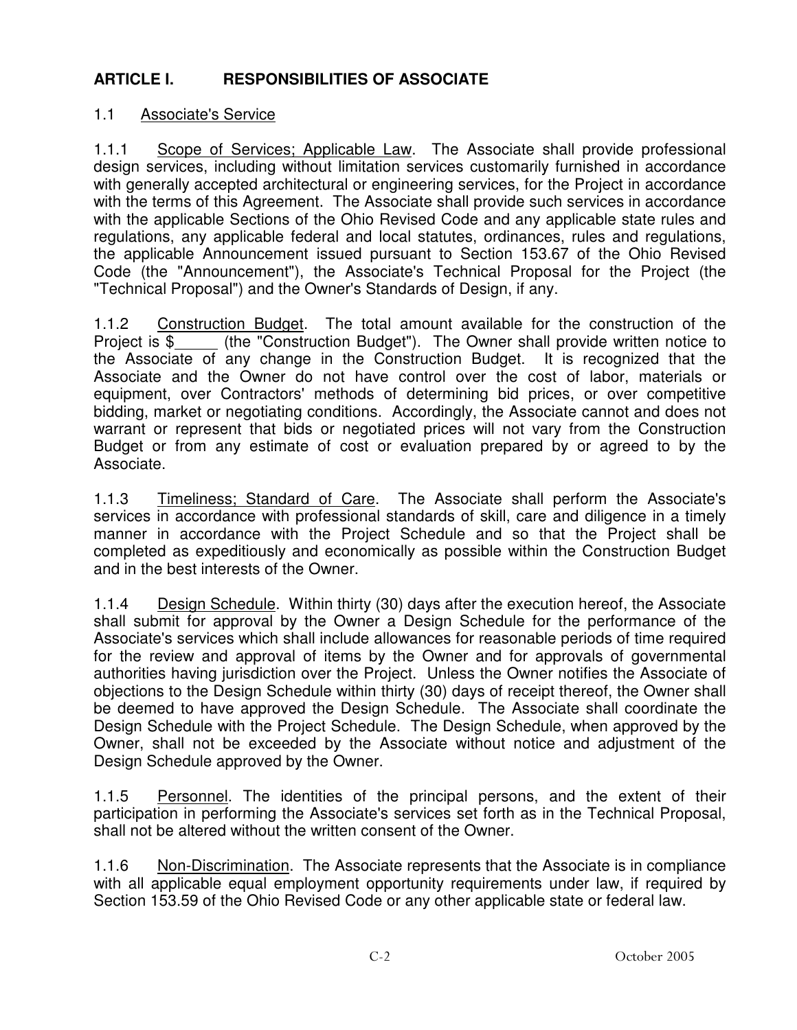## ARTICLE I. RESPONSIBILITIES OF ASSOCIATE

### 1.1 Associate's Service

1.1.1 Scope of Services; Applicable Law. The Associate shall provide professional design services, including without limitation services customarily furnished in accordance with generally accepted architectural or engineering services, for the Project in accordance with the terms of this Agreement. The Associate shall provide such services in accordance with the applicable Sections of the Ohio Revised Code and any applicable state rules and regulations, any applicable federal and local statutes, ordinances, rules and regulations, the applicable Announcement issued pursuant to Section 153.67 of the Ohio Revised Code (the "Announcement"), the Associate's Technical Proposal for the Project (the "Technical Proposal") and the Owner's Standards of Design, if any.

1.1.2 Construction Budget. The total amount available for the construction of the Project is $_____ (the "Construction Budget"). The Owner shall provide written notice to the Associate of any change in the Construction Budget. It is recognized that the Associate and the Owner do not have control over the cost of labor, materials or equipment, over Contractors' methods of determining bid prices, or over competitive bidding, market or negotiating conditions. Accordingly, the Associate cannot and does not warrant or represent that bids or negotiated prices will not vary from the Construction Budget or from any estimate of cost or evaluation prepared by or agreed to by the Associate.

1.1.3 Timeliness; Standard of Care. The Associate shall perform the Associate's services in accordance with professional standards of skill, care and diligence in a timely manner in accordance with the Project Schedule and so that the Project shall be completed as expeditiously and economically as possible within the Construction Budget and in the best interests of the Owner.

1.1.4 Design Schedule. Within thirty (30) days after the execution hereof, the Associate shall submit for approval by the Owner a Design Schedule for the performance of the Associate's services which shall include allowances for reasonable periods of time required for the review and approval of items by the Owner and for approvals of governmental authorities having jurisdiction over the Project. Unless the Owner notifies the Associate of objections to the Design Schedule within thirty (30) days of receipt thereof, the Owner shall be deemed to have approved the Design Schedule. The Associate shall coordinate the Design Schedule with the Project Schedule. The Design Schedule, when approved by the Owner, shall not be exceeded by the Associate without notice and adjustment of the Design Schedule approved by the Owner.

1.1.5 Personnel. The identities of the principal persons, and the extent of their participation in performing the Associate's services set forth as in the Technical Proposal, shall not be altered without the written consent of the Owner.

1.1.6 Non-Discrimination. The Associate represents that the Associate is in compliance with all applicable equal employment opportunity requirements under law, if required by Section 153.59 of the Ohio Revised Code or any other applicable state or federal law.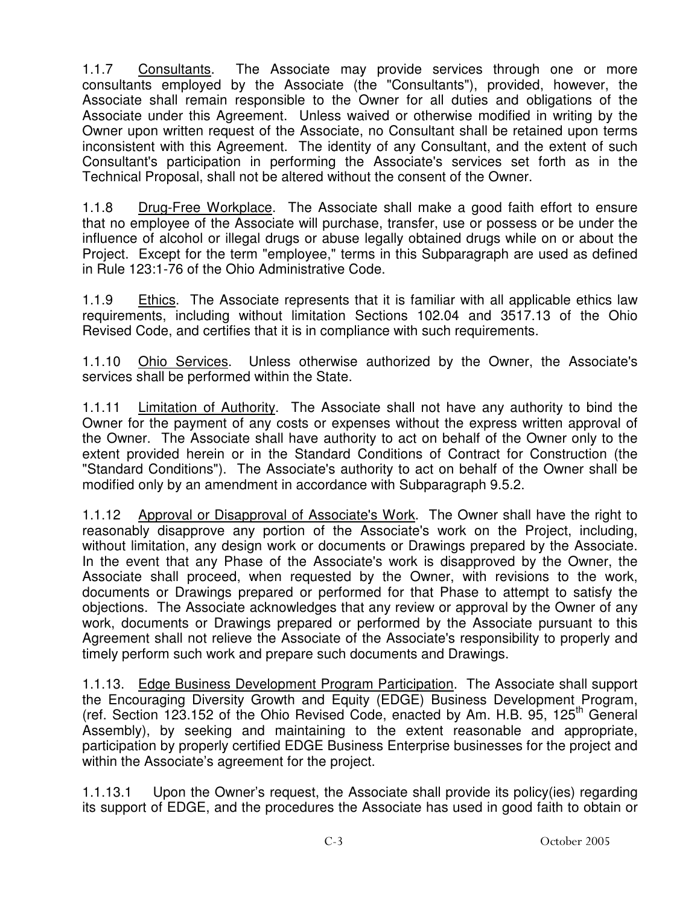1.1.7 Consultants. The Associate may provide services through one or more consultants employed by the Associate (the "Consultants"), provided, however, the Associate shall remain responsible to the Owner for all duties and obligations of the Associate under this Agreement. Unless waived or otherwise modified in writing by the Owner upon written request of the Associate, no Consultant shall be retained upon terms inconsistent with this Agreement. The identity of any Consultant, and the extent of such Consultant's participation in performing the Associate's services set forth as in the Technical Proposal, shall not be altered without the consent of the Owner.

1.1.8 Drug-Free Workplace. The Associate shall make a good faith effort to ensure that no employee of the Associate will purchase, transfer, use or possess or be under the influence of alcohol or illegal drugs or abuse legally obtained drugs while on or about the Project. Except for the term "employee," terms in this Subparagraph are used as defined in Rule 123:1-76 of the Ohio Administrative Code.

1.1.9 Ethics. The Associate represents that it is familiar with all applicable ethics law requirements, including without limitation Sections 102.04 and 3517.13 of the Ohio Revised Code, and certifies that it is in compliance with such requirements.

1.1.10 Ohio Services. Unless otherwise authorized by the Owner, the Associate's services shall be performed within the State.

1.1.11 Limitation of Authority. The Associate shall not have any authority to bind the Owner for the payment of any costs or expenses without the express written approval of the Owner. The Associate shall have authority to act on behalf of the Owner only to the extent provided herein or in the Standard Conditions of Contract for Construction (the "Standard Conditions"). The Associate's authority to act on behalf of the Owner shall be modified only by an amendment in accordance with Subparagraph 9.5.2.

1.1.12 Approval or Disapproval of Associate's Work. The Owner shall have the right to reasonably disapprove any portion of the Associate's work on the Project, including, without limitation, any design work or documents or Drawings prepared by the Associate. In the event that any Phase of the Associate's work is disapproved by the Owner, the Associate shall proceed, when requested by the Owner, with revisions to the work, documents or Drawings prepared or performed for that Phase to attempt to satisfy the objections. The Associate acknowledges that any review or approval by the Owner of any work, documents or Drawings prepared or performed by the Associate pursuant to this Agreement shall not relieve the Associate of the Associate's responsibility to properly and timely perform such work and prepare such documents and Drawings.

1.1.13. Edge Business Development Program Participation. The Associate shall support the Encouraging Diversity Growth and Equity (EDGE) Business Development Program, (ref. Section 123.152 of the Ohio Revised Code, enacted by Am. H.B. 95, 125th General Assembly), by seeking and maintaining to the extent reasonable and appropriate, participation by properly certified EDGE Business Enterprise businesses for the project and within the Associate's agreement for the project.

1.1.13.1 Upon the Owner's request, the Associate shall provide its policy(ies) regarding its support of EDGE, and the procedures the Associate has used in good faith to obtain or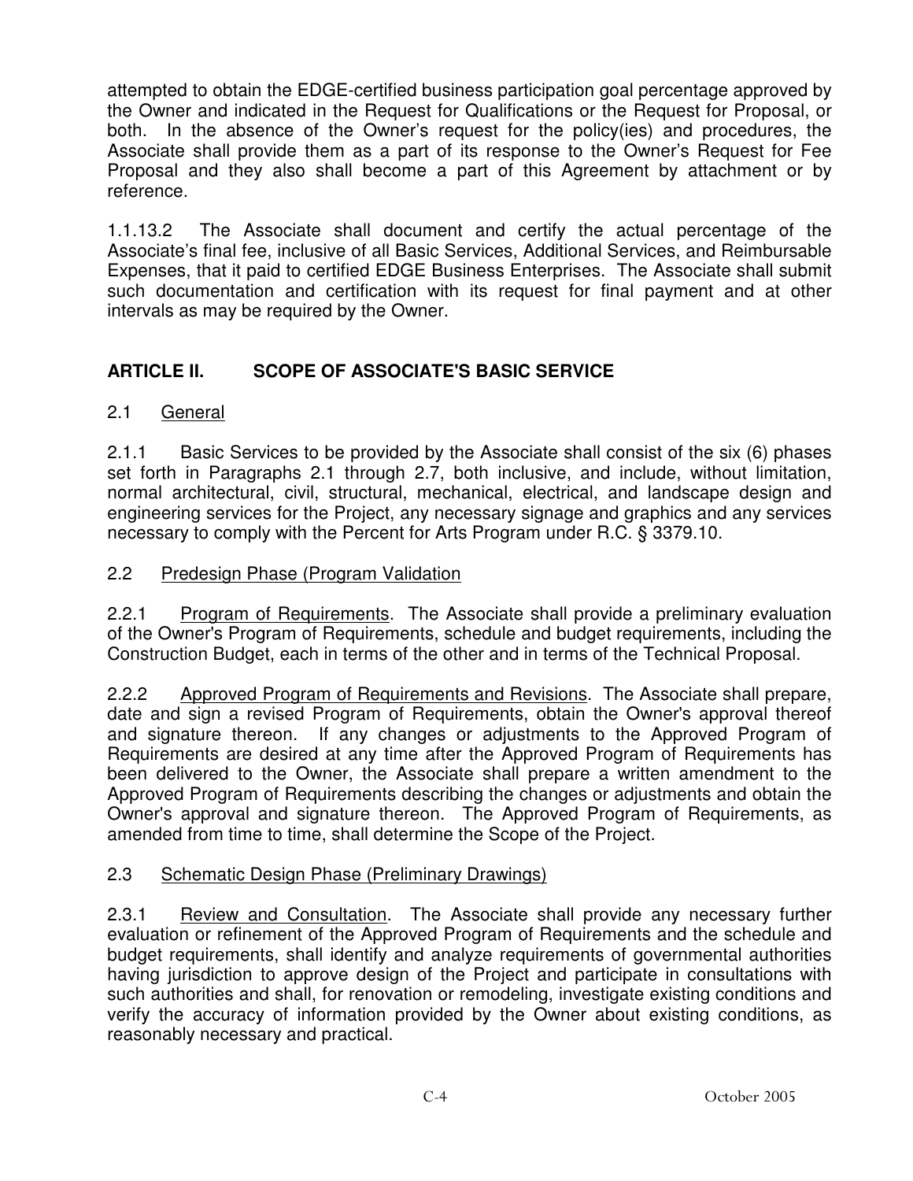attempted to obtain the EDGE-certified business participation goal percentage approved by the Owner and indicated in the Request for Qualifications or the Request for Proposal, or both. In the absence of the Owner's request for the policy(ies) and procedures, the Associate shall provide them as a part of its response to the Owner's Request for Fee Proposal and they also shall become a part of this Agreement by attachment or by reference.

1.1.13.2 The Associate shall document and certify the actual percentage of the Associate's final fee, inclusive of all Basic Services, Additional Services, and Reimbursable Expenses, that it paid to certified EDGE Business Enterprises. The Associate shall submit such documentation and certification with its request for final payment and at other intervals as may be required by the Owner.

## ARTICLE II. SCOPE OF ASSOCIATE'S BASIC SERVICE

2.1 General

2.1.1 Basic Services to be provided by the Associate shall consist of the six (6) phases set forth in Paragraphs 2.1 through 2.7, both inclusive, and include, without limitation, normal architectural, civil, structural, mechanical, electrical, and landscape design and engineering services for the Project, any necessary signage and graphics and any services necessary to comply with the Percent for Arts Program under R.C. § 3379.10.

2.2 Predesign Phase (Program Validation

2.2.1 Program of Requirements. The Associate shall provide a preliminary evaluation of the Owner's Program of Requirements, schedule and budget requirements, including the Construction Budget, each in terms of the other and in terms of the Technical Proposal.

2.2.2 Approved Program of Requirements and Revisions. The Associate shall prepare, date and sign a revised Program of Requirements, obtain the Owner's approval thereof and signature thereon. If any changes or adjustments to the Approved Program of Requirements are desired at any time after the Approved Program of Requirements has been delivered to the Owner, the Associate shall prepare a written amendment to the Approved Program of Requirements describing the changes or adjustments and obtain the Owner's approval and signature thereon. The Approved Program of Requirements, as amended from time to time, shall determine the Scope of the Project.

2.3 Schematic Design Phase (Preliminary Drawings)

2.3.1 Review and Consultation. The Associate shall provide any necessary further evaluation or refinement of the Approved Program of Requirements and the schedule and budget requirements, shall identify and analyze requirements of governmental authorities having jurisdiction to approve design of the Project and participate in consultations with such authorities and shall, for renovation or remodeling, investigate existing conditions and verify the accuracy of information provided by the Owner about existing conditions, as reasonably necessary and practical.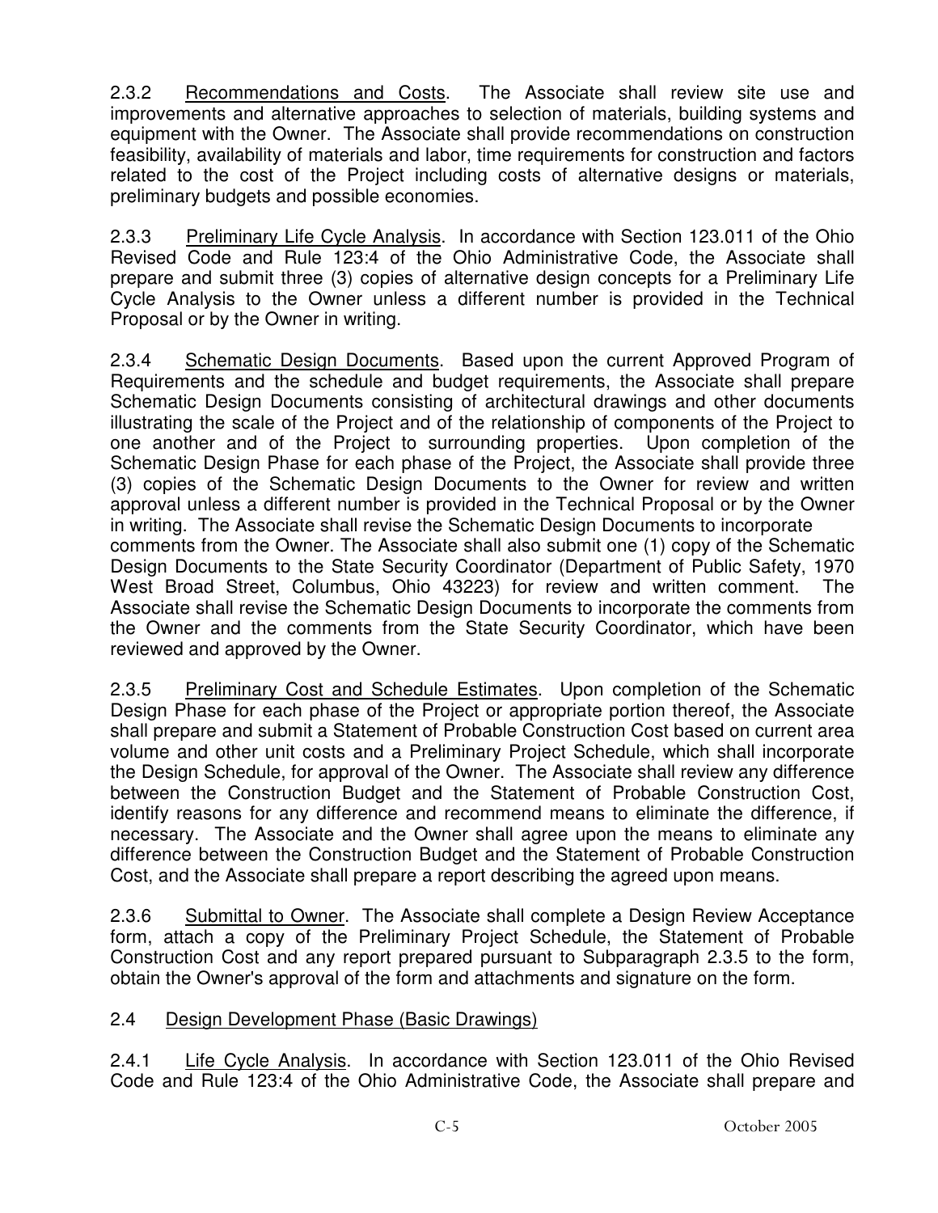2.3.2 Recommendations and Costs. The Associate shall review site use and improvements and alternative approaches to selection of materials, building systems and equipment with the Owner. The Associate shall provide recommendations on construction feasibility, availability of materials and labor, time requirements for construction and factors related to the cost of the Project including costs of alternative designs or materials, preliminary budgets and possible economies.

2.3.3 Preliminary Life Cycle Analysis. In accordance with Section 123.011 of the Ohio Revised Code and Rule 123:4 of the Ohio Administrative Code, the Associate shall prepare and submit three (3) copies of alternative design concepts for a Preliminary Life Cycle Analysis to the Owner unless a different number is provided in the Technical Proposal or by the Owner in writing.

2.3.4 Schematic Design Documents. Based upon the current Approved Program of Requirements and the schedule and budget requirements, the Associate shall prepare Schematic Design Documents consisting of architectural drawings and other documents illustrating the scale of the Project and of the relationship of components of the Project to one another and of the Project to surrounding properties. Upon completion of the Schematic Design Phase for each phase of the Project, the Associate shall provide three (3) copies of the Schematic Design Documents to the Owner for review and written approval unless a different number is provided in the Technical Proposal or by the Owner in writing. The Associate shall revise the Schematic Design Documents to incorporate comments from the Owner. The Associate shall also submit one (1) copy of the Schematic Design Documents to the State Security Coordinator (Department of Public Safety, 1970 West Broad Street, Columbus, Ohio 43223) for review and written comment. The Associate shall revise the Schematic Design Documents to incorporate the comments from the Owner and the comments from the State Security Coordinator, which have been reviewed and approved by the Owner.

2.3.5 Preliminary Cost and Schedule Estimates. Upon completion of the Schematic Design Phase for each phase of the Project or appropriate portion thereof, the Associate shall prepare and submit a Statement of Probable Construction Cost based on current area volume and other unit costs and a Preliminary Project Schedule, which shall incorporate the Design Schedule, for approval of the Owner. The Associate shall review any difference between the Construction Budget and the Statement of Probable Construction Cost, identify reasons for any difference and recommend means to eliminate the difference, if necessary. The Associate and the Owner shall agree upon the means to eliminate any difference between the Construction Budget and the Statement of Probable Construction Cost, and the Associate shall prepare a report describing the agreed upon means.

2.3.6 Submittal to Owner. The Associate shall complete a Design Review Acceptance form, attach a copy of the Preliminary Project Schedule, the Statement of Probable Construction Cost and any report prepared pursuant to Subparagraph 2.3.5 to the form, obtain the Owner's approval of the form and attachments and signature on the form.

## 2.4 Design Development Phase (Basic Drawings)

2.4.1 Life Cycle Analysis. In accordance with Section 123.011 of the Ohio Revised Code and Rule 123:4 of the Ohio Administrative Code, the Associate shall prepare and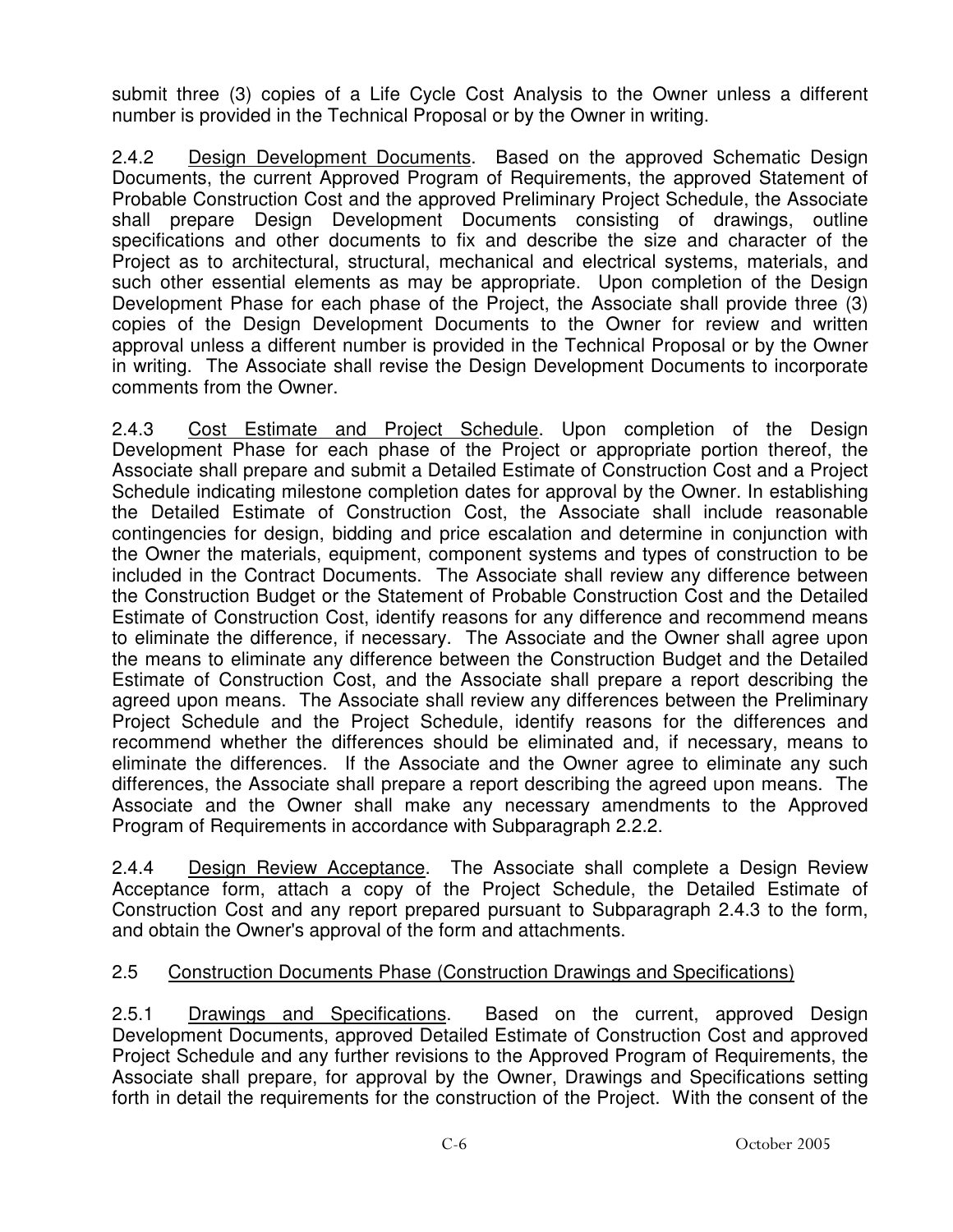submit three (3) copies of a Life Cycle Cost Analysis to the Owner unless a different number is provided in the Technical Proposal or by the Owner in writing.

2.4.2 Design Development Documents. Based on the approved Schematic Design Documents, the current Approved Program of Requirements, the approved Statement of Probable Construction Cost and the approved Preliminary Project Schedule, the Associate shall prepare Design Development Documents consisting of drawings, outline specifications and other documents to fix and describe the size and character of the Project as to architectural, structural, mechanical and electrical systems, materials, and such other essential elements as may be appropriate. Upon completion of the Design Development Phase for each phase of the Project, the Associate shall provide three (3) copies of the Design Development Documents to the Owner for review and written approval unless a different number is provided in the Technical Proposal or by the Owner in writing. The Associate shall revise the Design Development Documents to incorporate comments from the Owner.

2.4.3 Cost Estimate and Project Schedule. Upon completion of the Design Development Phase for each phase of the Project or appropriate portion thereof, the Associate shall prepare and submit a Detailed Estimate of Construction Cost and a Project Schedule indicating milestone completion dates for approval by the Owner. In establishing the Detailed Estimate of Construction Cost, the Associate shall include reasonable contingencies for design, bidding and price escalation and determine in conjunction with the Owner the materials, equipment, component systems and types of construction to be included in the Contract Documents. The Associate shall review any difference between the Construction Budget or the Statement of Probable Construction Cost and the Detailed Estimate of Construction Cost, identify reasons for any difference and recommend means to eliminate the difference, if necessary. The Associate and the Owner shall agree upon the means to eliminate any difference between the Construction Budget and the Detailed Estimate of Construction Cost, and the Associate shall prepare a report describing the agreed upon means. The Associate shall review any differences between the Preliminary Project Schedule and the Project Schedule, identify reasons for the differences and recommend whether the differences should be eliminated and, if necessary, means to eliminate the differences. If the Associate and the Owner agree to eliminate any such differences, the Associate shall prepare a report describing the agreed upon means. The Associate and the Owner shall make any necessary amendments to the Approved Program of Requirements in accordance with Subparagraph 2.2.2.

2.4.4 Design Review Acceptance. The Associate shall complete a Design Review Acceptance form, attach a copy of the Project Schedule, the Detailed Estimate of Construction Cost and any report prepared pursuant to Subparagraph 2.4.3 to the form, and obtain the Owner's approval of the form and attachments.

## 2.5 Construction Documents Phase (Construction Drawings and Specifications)

2.5.1 Drawings and Specifications. Based on the current, approved Design Development Documents, approved Detailed Estimate of Construction Cost and approved Project Schedule and any further revisions to the Approved Program of Requirements, the Associate shall prepare, for approval by the Owner, Drawings and Specifications setting forth in detail the requirements for the construction of the Project. With the consent of the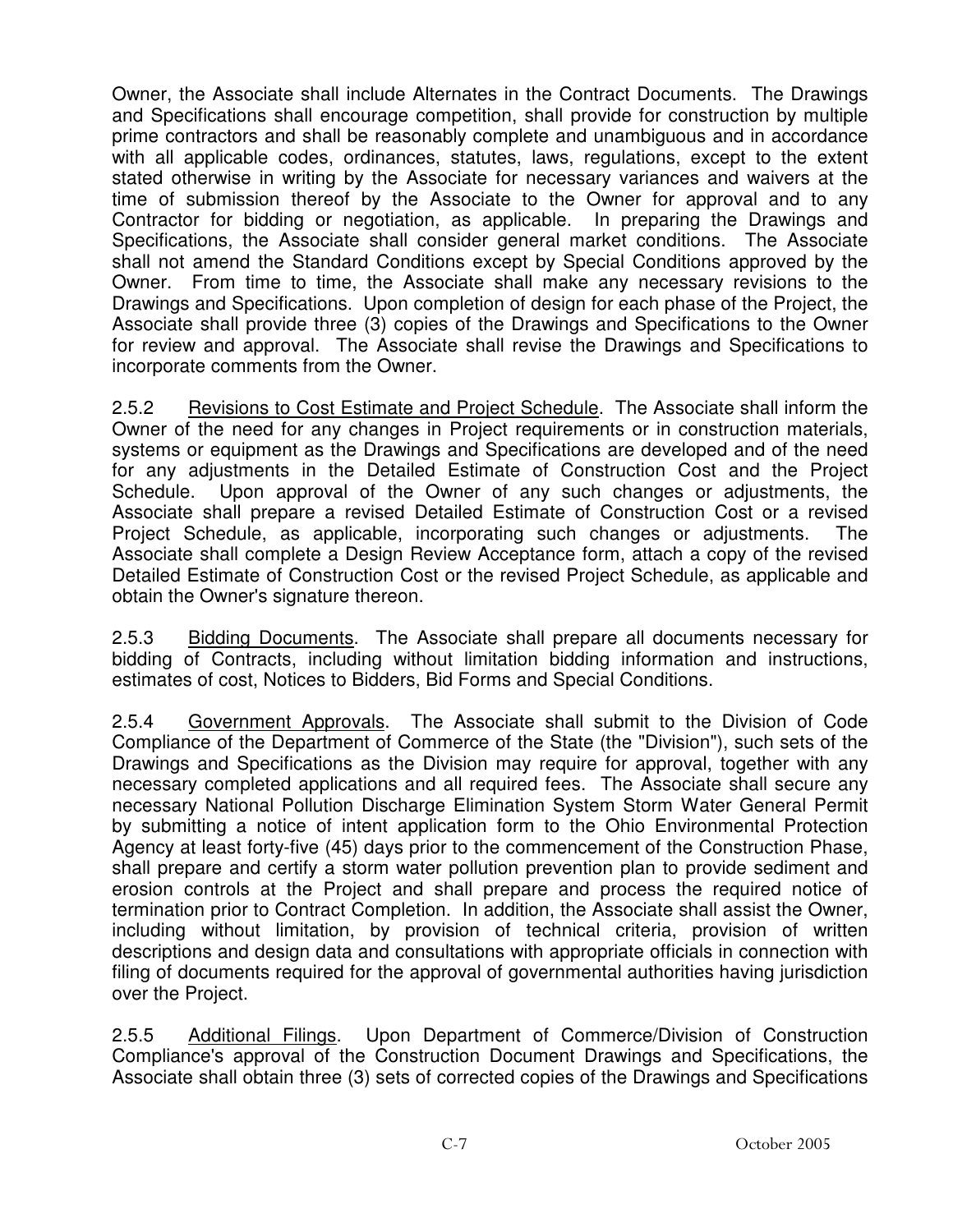Owner, the Associate shall include Alternates in the Contract Documents. The Drawings and Specifications shall encourage competition, shall provide for construction by multiple prime contractors and shall be reasonably complete and unambiguous and in accordance with all applicable codes, ordinances, statutes, laws, regulations, except to the extent stated otherwise in writing by the Associate for necessary variances and waivers at the time of submission thereof by the Associate to the Owner for approval and to any Contractor for bidding or negotiation, as applicable. In preparing the Drawings and Specifications, the Associate shall consider general market conditions. The Associate shall not amend the Standard Conditions except by Special Conditions approved by the Owner. From time to time, the Associate shall make any necessary revisions to the Drawings and Specifications. Upon completion of design for each phase of the Project, the Associate shall provide three (3) copies of the Drawings and Specifications to the Owner for review and approval. The Associate shall revise the Drawings and Specifications to incorporate comments from the Owner.

2.5.2 Revisions to Cost Estimate and Project Schedule. The Associate shall inform the Owner of the need for any changes in Project requirements or in construction materials, systems or equipment as the Drawings and Specifications are developed and of the need for any adjustments in the Detailed Estimate of Construction Cost and the Project Schedule. Upon approval of the Owner of any such changes or adjustments, the Associate shall prepare a revised Detailed Estimate of Construction Cost or a revised Project Schedule, as applicable, incorporating such changes or adjustments. The Associate shall complete a Design Review Acceptance form, attach a copy of the revised Detailed Estimate of Construction Cost or the revised Project Schedule, as applicable and obtain the Owner's signature thereon.

2.5.3 Bidding Documents. The Associate shall prepare all documents necessary for bidding of Contracts, including without limitation bidding information and instructions, estimates of cost, Notices to Bidders, Bid Forms and Special Conditions.

2.5.4 Government Approvals. The Associate shall submit to the Division of Code Compliance of the Department of Commerce of the State (the "Division"), such sets of the Drawings and Specifications as the Division may require for approval, together with any necessary completed applications and all required fees. The Associate shall secure any necessary National Pollution Discharge Elimination System Storm Water General Permit by submitting a notice of intent application form to the Ohio Environmental Protection Agency at least forty-five (45) days prior to the commencement of the Construction Phase, shall prepare and certify a storm water pollution prevention plan to provide sediment and erosion controls at the Project and shall prepare and process the required notice of termination prior to Contract Completion. In addition, the Associate shall assist the Owner, including without limitation, by provision of technical criteria, provision of written descriptions and design data and consultations with appropriate officials in connection with filing of documents required for the approval of governmental authorities having jurisdiction over the Project.

2.5.5 Additional Filings. Upon Department of Commerce/Division of Construction Compliance's approval of the Construction Document Drawings and Specifications, the Associate shall obtain three (3) sets of corrected copies of the Drawings and Specifications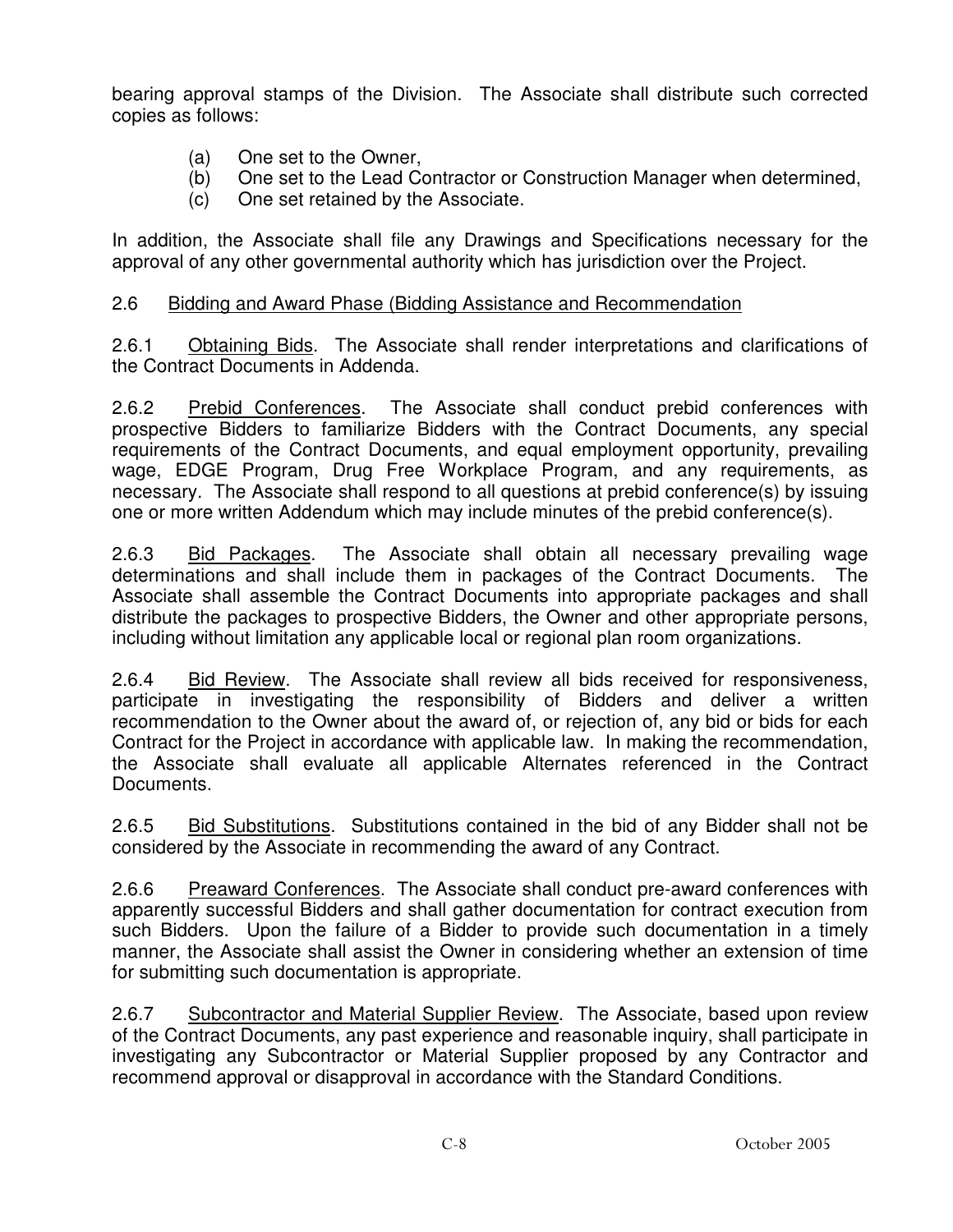bearing approval stamps of the Division. The Associate shall distribute such corrected copies as follows:

(a) One set to the Owner,
(b) One set to the Lead Contractor or Construction Manager when determined,
(c) One set retained by the Associate.

In addition, the Associate shall file any Drawings and Specifications necessary for the approval of any other governmental authority which has jurisdiction over the Project.

2.6 <u>Bidding and Award Phase (Bidding Assistance and Recommendation</u>

2.6.1 <u>Obtaining Bids</u>. The Associate shall render interpretations and clarifications of the Contract Documents in Addenda.

2.6.2 <u>Prebid Conferences</u>. The Associate shall conduct prebid conferences with prospective Bidders to familiarize Bidders with the Contract Documents, any special requirements of the Contract Documents, and equal employment opportunity, prevailing wage, EDGE Program, Drug Free Workplace Program, and any requirements, as necessary. The Associate shall respond to all questions at prebid conference(s) by issuing one or more written Addendum which may include minutes of the prebid conference(s).

2.6.3 <u>Bid Packages</u>. The Associate shall obtain all necessary prevailing wage determinations and shall include them in packages of the Contract Documents. The Associate shall assemble the Contract Documents into appropriate packages and shall distribute the packages to prospective Bidders, the Owner and other appropriate persons, including without limitation any applicable local or regional plan room organizations.

2.6.4 <u>Bid Review</u>. The Associate shall review all bids received for responsiveness, participate in investigating the responsibility of Bidders and deliver a written recommendation to the Owner about the award of, or rejection of, any bid or bids for each Contract for the Project in accordance with applicable law. In making the recommendation, the Associate shall evaluate all applicable Alternates referenced in the Contract Documents.

2.6.5 <u>Bid Substitutions</u>. Substitutions contained in the bid of any Bidder shall not be considered by the Associate in recommending the award of any Contract.

2.6.6 <u>Preaward Conferences</u>. The Associate shall conduct pre-award conferences with apparently successful Bidders and shall gather documentation for contract execution from such Bidders. Upon the failure of a Bidder to provide such documentation in a timely manner, the Associate shall assist the Owner in considering whether an extension of time for submitting such documentation is appropriate.

2.6.7 <u>Subcontractor and Material Supplier Review</u>. The Associate, based upon review of the Contract Documents, any past experience and reasonable inquiry, shall participate in investigating any Subcontractor or Material Supplier proposed by any Contractor and recommend approval or disapproval in accordance with the Standard Conditions.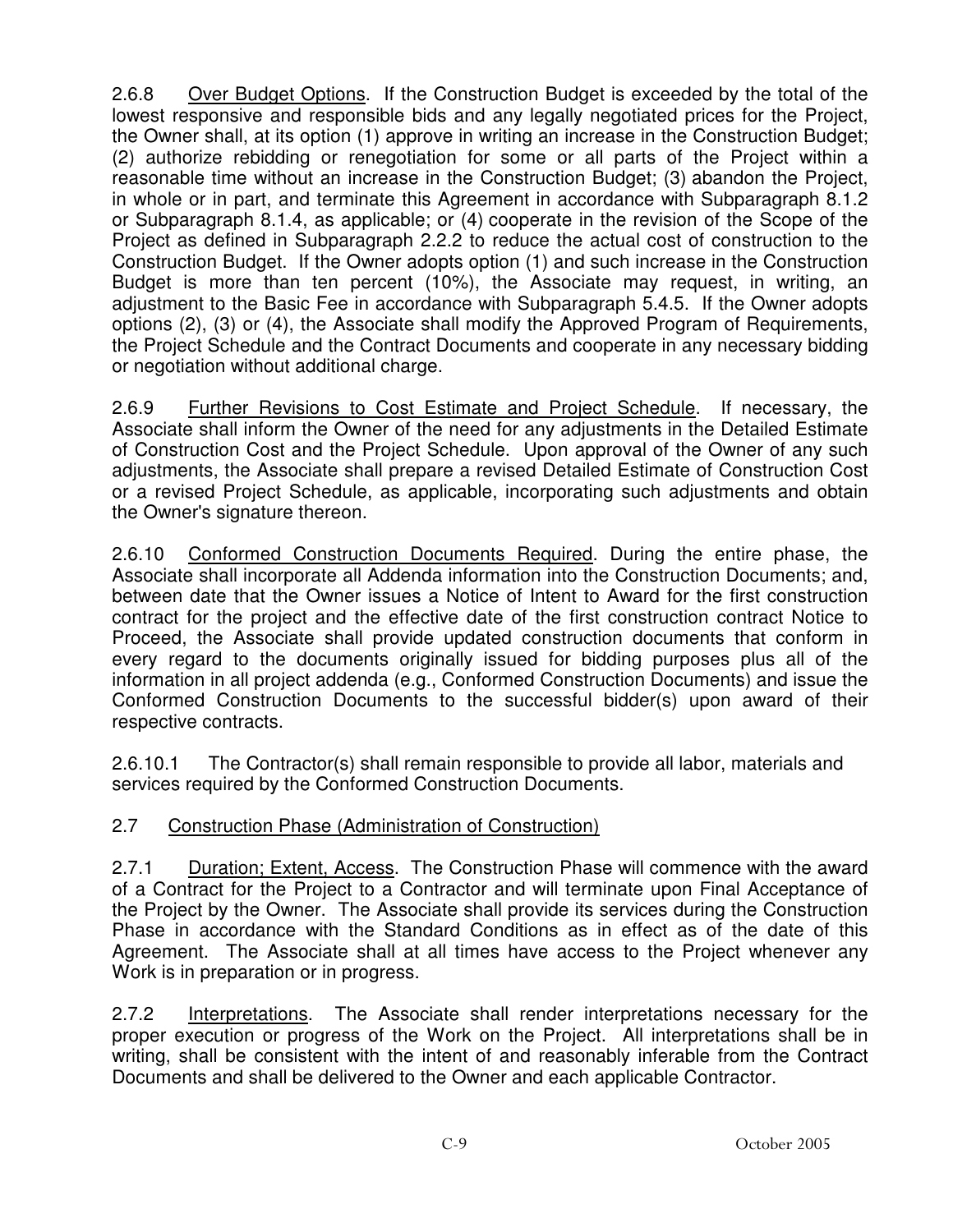2.6.8 Over Budget Options. If the Construction Budget is exceeded by the total of the lowest responsive and responsible bids and any legally negotiated prices for the Project, the Owner shall, at its option (1) approve in writing an increase in the Construction Budget; (2) authorize rebidding or renegotiation for some or all parts of the Project within a reasonable time without an increase in the Construction Budget; (3) abandon the Project, in whole or in part, and terminate this Agreement in accordance with Subparagraph 8.1.2 or Subparagraph 8.1.4, as applicable; or (4) cooperate in the revision of the Scope of the Project as defined in Subparagraph 2.2.2 to reduce the actual cost of construction to the Construction Budget. If the Owner adopts option (1) and such increase in the Construction Budget is more than ten percent (10%), the Associate may request, in writing, an adjustment to the Basic Fee in accordance with Subparagraph 5.4.5. If the Owner adopts options (2), (3) or (4), the Associate shall modify the Approved Program of Requirements, the Project Schedule and the Contract Documents and cooperate in any necessary bidding or negotiation without additional charge.

2.6.9 Further Revisions to Cost Estimate and Project Schedule. If necessary, the Associate shall inform the Owner of the need for any adjustments in the Detailed Estimate of Construction Cost and the Project Schedule. Upon approval of the Owner of any such adjustments, the Associate shall prepare a revised Detailed Estimate of Construction Cost or a revised Project Schedule, as applicable, incorporating such adjustments and obtain the Owner's signature thereon.

2.6.10 Conformed Construction Documents Required. During the entire phase, the Associate shall incorporate all Addenda information into the Construction Documents; and, between date that the Owner issues a Notice of Intent to Award for the first construction contract for the project and the effective date of the first construction contract Notice to Proceed, the Associate shall provide updated construction documents that conform in every regard to the documents originally issued for bidding purposes plus all of the information in all project addenda (e.g., Conformed Construction Documents) and issue the Conformed Construction Documents to the successful bidder(s) upon award of their respective contracts.

2.6.10.1 The Contractor(s) shall remain responsible to provide all labor, materials and services required by the Conformed Construction Documents.

## 2.7 Construction Phase (Administration of Construction)

2.7.1 Duration; Extent, Access. The Construction Phase will commence with the award of a Contract for the Project to a Contractor and will terminate upon Final Acceptance of the Project by the Owner. The Associate shall provide its services during the Construction Phase in accordance with the Standard Conditions as in effect as of the date of this Agreement. The Associate shall at all times have access to the Project whenever any Work is in preparation or in progress.

2.7.2 Interpretations. The Associate shall render interpretations necessary for the proper execution or progress of the Work on the Project. All interpretations shall be in writing, shall be consistent with the intent of and reasonably inferable from the Contract Documents and shall be delivered to the Owner and each applicable Contractor.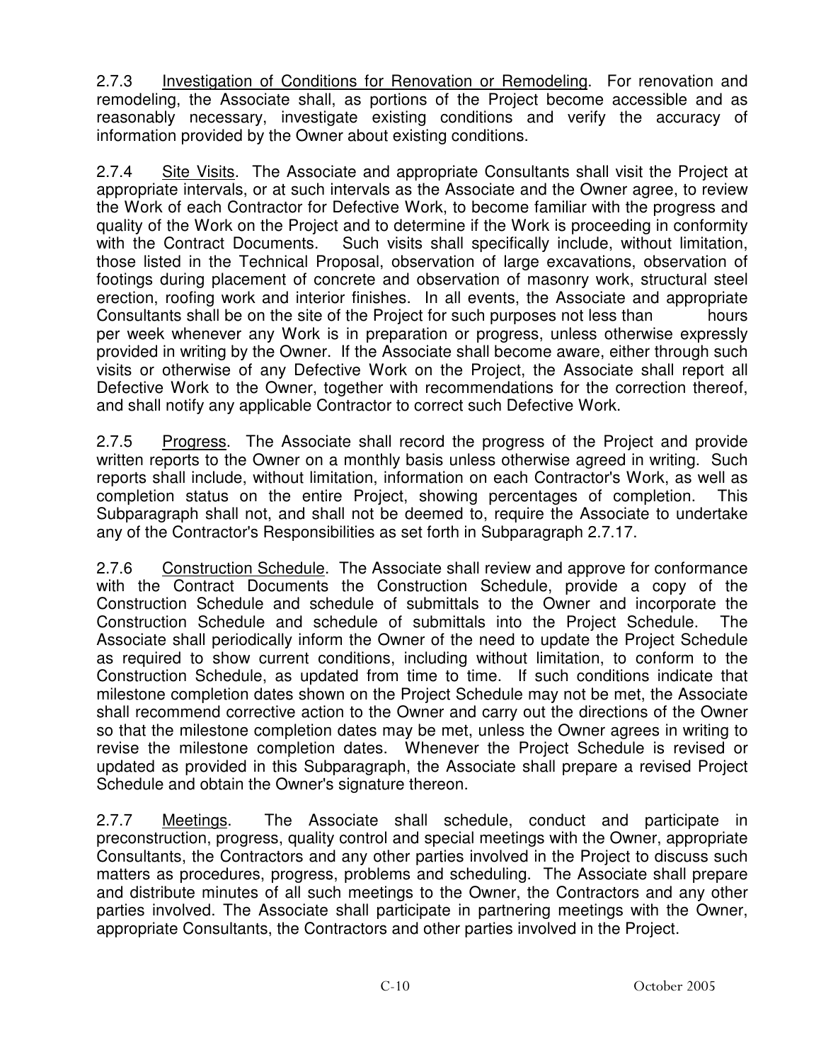2.7.3 Investigation of Conditions for Renovation or Remodeling. For renovation and remodeling, the Associate shall, as portions of the Project become accessible and as reasonably necessary, investigate existing conditions and verify the accuracy of information provided by the Owner about existing conditions.

2.7.4 Site Visits. The Associate and appropriate Consultants shall visit the Project at appropriate intervals, or at such intervals as the Associate and the Owner agree, to review the Work of each Contractor for Defective Work, to become familiar with the progress and quality of the Work on the Project and to determine if the Work is proceeding in conformity with the Contract Documents. Such visits shall specifically include, without limitation, those listed in the Technical Proposal, observation of large excavations, observation of footings during placement of concrete and observation of masonry work, structural steel erection, roofing work and interior finishes. In all events, the Associate and appropriate Consultants shall be on the site of the Project for such purposes not less than hours per week whenever any Work is in preparation or progress, unless otherwise expressly provided in writing by the Owner. If the Associate shall become aware, either through such visits or otherwise of any Defective Work on the Project, the Associate shall report all Defective Work to the Owner, together with recommendations for the correction thereof, and shall notify any applicable Contractor to correct such Defective Work.

2.7.5 Progress. The Associate shall record the progress of the Project and provide written reports to the Owner on a monthly basis unless otherwise agreed in writing. Such reports shall include, without limitation, information on each Contractor's Work, as well as completion status on the entire Project, showing percentages of completion. This Subparagraph shall not, and shall not be deemed to, require the Associate to undertake any of the Contractor's Responsibilities as set forth in Subparagraph 2.7.17.

2.7.6 Construction Schedule. The Associate shall review and approve for conformance with the Contract Documents the Construction Schedule, provide a copy of the Construction Schedule and schedule of submittals to the Owner and incorporate the Construction Schedule and schedule of submittals into the Project Schedule. The Associate shall periodically inform the Owner of the need to update the Project Schedule as required to show current conditions, including without limitation, to conform to the Construction Schedule, as updated from time to time. If such conditions indicate that milestone completion dates shown on the Project Schedule may not be met, the Associate shall recommend corrective action to the Owner and carry out the directions of the Owner so that the milestone completion dates may be met, unless the Owner agrees in writing to revise the milestone completion dates. Whenever the Project Schedule is revised or updated as provided in this Subparagraph, the Associate shall prepare a revised Project Schedule and obtain the Owner's signature thereon.

2.7.7 Meetings. The Associate shall schedule, conduct and participate in preconstruction, progress, quality control and special meetings with the Owner, appropriate Consultants, the Contractors and any other parties involved in the Project to discuss such matters as procedures, progress, problems and scheduling. The Associate shall prepare and distribute minutes of all such meetings to the Owner, the Contractors and any other parties involved. The Associate shall participate in partnering meetings with the Owner, appropriate Consultants, the Contractors and other parties involved in the Project.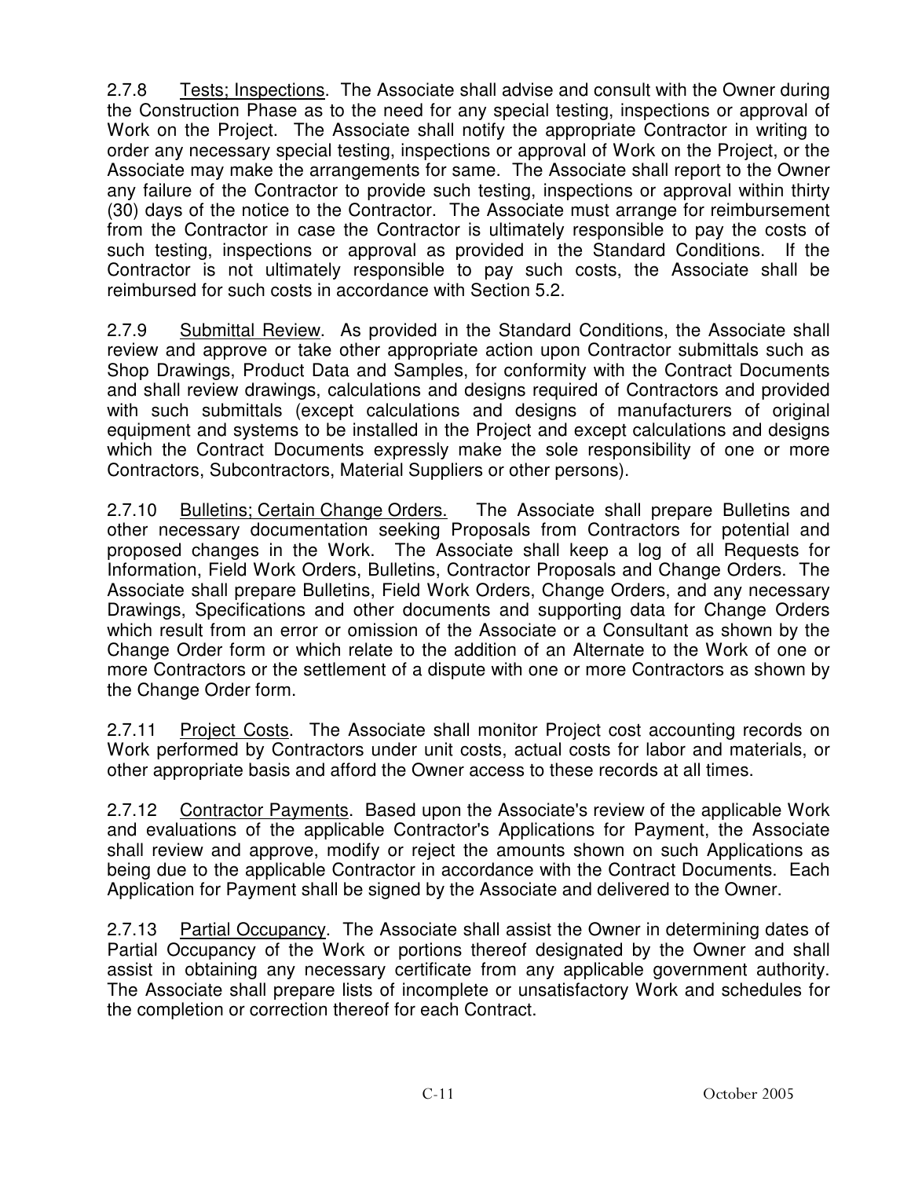2.7.8 Tests; Inspections. The Associate shall advise and consult with the Owner during the Construction Phase as to the need for any special testing, inspections or approval of Work on the Project. The Associate shall notify the appropriate Contractor in writing to order any necessary special testing, inspections or approval of Work on the Project, or the Associate may make the arrangements for same. The Associate shall report to the Owner any failure of the Contractor to provide such testing, inspections or approval within thirty (30) days of the notice to the Contractor. The Associate must arrange for reimbursement from the Contractor in case the Contractor is ultimately responsible to pay the costs of such testing, inspections or approval as provided in the Standard Conditions. If the Contractor is not ultimately responsible to pay such costs, the Associate shall be reimbursed for such costs in accordance with Section 5.2.

2.7.9 Submittal Review. As provided in the Standard Conditions, the Associate shall review and approve or take other appropriate action upon Contractor submittals such as Shop Drawings, Product Data and Samples, for conformity with the Contract Documents and shall review drawings, calculations and designs required of Contractors and provided with such submittals (except calculations and designs of manufacturers of original equipment and systems to be installed in the Project and except calculations and designs which the Contract Documents expressly make the sole responsibility of one or more Contractors, Subcontractors, Material Suppliers or other persons).

2.7.10 Bulletins; Certain Change Orders. The Associate shall prepare Bulletins and other necessary documentation seeking Proposals from Contractors for potential and proposed changes in the Work. The Associate shall keep a log of all Requests for Information, Field Work Orders, Bulletins, Contractor Proposals and Change Orders. The Associate shall prepare Bulletins, Field Work Orders, Change Orders, and any necessary Drawings, Specifications and other documents and supporting data for Change Orders which result from an error or omission of the Associate or a Consultant as shown by the Change Order form or which relate to the addition of an Alternate to the Work of one or more Contractors or the settlement of a dispute with one or more Contractors as shown by the Change Order form.

2.7.11 Project Costs. The Associate shall monitor Project cost accounting records on Work performed by Contractors under unit costs, actual costs for labor and materials, or other appropriate basis and afford the Owner access to these records at all times.

2.7.12 Contractor Payments. Based upon the Associate's review of the applicable Work and evaluations of the applicable Contractor's Applications for Payment, the Associate shall review and approve, modify or reject the amounts shown on such Applications as being due to the applicable Contractor in accordance with the Contract Documents. Each Application for Payment shall be signed by the Associate and delivered to the Owner.

2.7.13 Partial Occupancy. The Associate shall assist the Owner in determining dates of Partial Occupancy of the Work or portions thereof designated by the Owner and shall assist in obtaining any necessary certificate from any applicable government authority. The Associate shall prepare lists of incomplete or unsatisfactory Work and schedules for the completion or correction thereof for each Contract.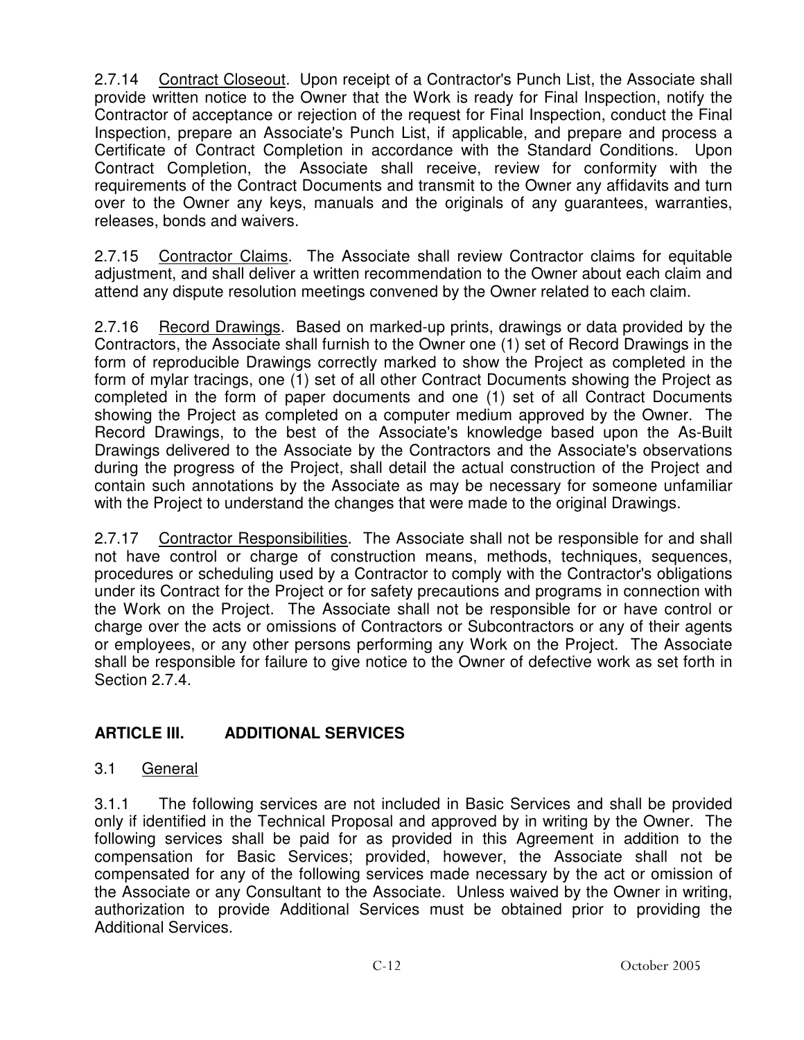2.7.14 Contract Closeout. Upon receipt of a Contractor's Punch List, the Associate shall provide written notice to the Owner that the Work is ready for Final Inspection, notify the Contractor of acceptance or rejection of the request for Final Inspection, conduct the Final Inspection, prepare an Associate's Punch List, if applicable, and prepare and process a Certificate of Contract Completion in accordance with the Standard Conditions. Upon Contract Completion, the Associate shall receive, review for conformity with the requirements of the Contract Documents and transmit to the Owner any affidavits and turn over to the Owner any keys, manuals and the originals of any guarantees, warranties, releases, bonds and waivers.

2.7.15 Contractor Claims. The Associate shall review Contractor claims for equitable adjustment, and shall deliver a written recommendation to the Owner about each claim and attend any dispute resolution meetings convened by the Owner related to each claim.

2.7.16 Record Drawings. Based on marked-up prints, drawings or data provided by the Contractors, the Associate shall furnish to the Owner one (1) set of Record Drawings in the form of reproducible Drawings correctly marked to show the Project as completed in the form of mylar tracings, one (1) set of all other Contract Documents showing the Project as completed in the form of paper documents and one (1) set of all Contract Documents showing the Project as completed on a computer medium approved by the Owner. The Record Drawings, to the best of the Associate's knowledge based upon the As-Built Drawings delivered to the Associate by the Contractors and the Associate's observations during the progress of the Project, shall detail the actual construction of the Project and contain such annotations by the Associate as may be necessary for someone unfamiliar with the Project to understand the changes that were made to the original Drawings.

2.7.17 Contractor Responsibilities. The Associate shall not be responsible for and shall not have control or charge of construction means, methods, techniques, sequences, procedures or scheduling used by a Contractor to comply with the Contractor's obligations under its Contract for the Project or for safety precautions and programs in connection with the Work on the Project. The Associate shall not be responsible for or have control or charge over the acts or omissions of Contractors or Subcontractors or any of their agents or employees, or any other persons performing any Work on the Project. The Associate shall be responsible for failure to give notice to the Owner of defective work as set forth in Section 2.7.4.

## ARTICLE III. ADDITIONAL SERVICES

### 3.1 General

3.1.1 The following services are not included in Basic Services and shall be provided only if identified in the Technical Proposal and approved by in writing by the Owner. The following services shall be paid for as provided in this Agreement in addition to the compensation for Basic Services; provided, however, the Associate shall not be compensated for any of the following services made necessary by the act or omission of the Associate or any Consultant to the Associate. Unless waived by the Owner in writing, authorization to provide Additional Services must be obtained prior to providing the Additional Services.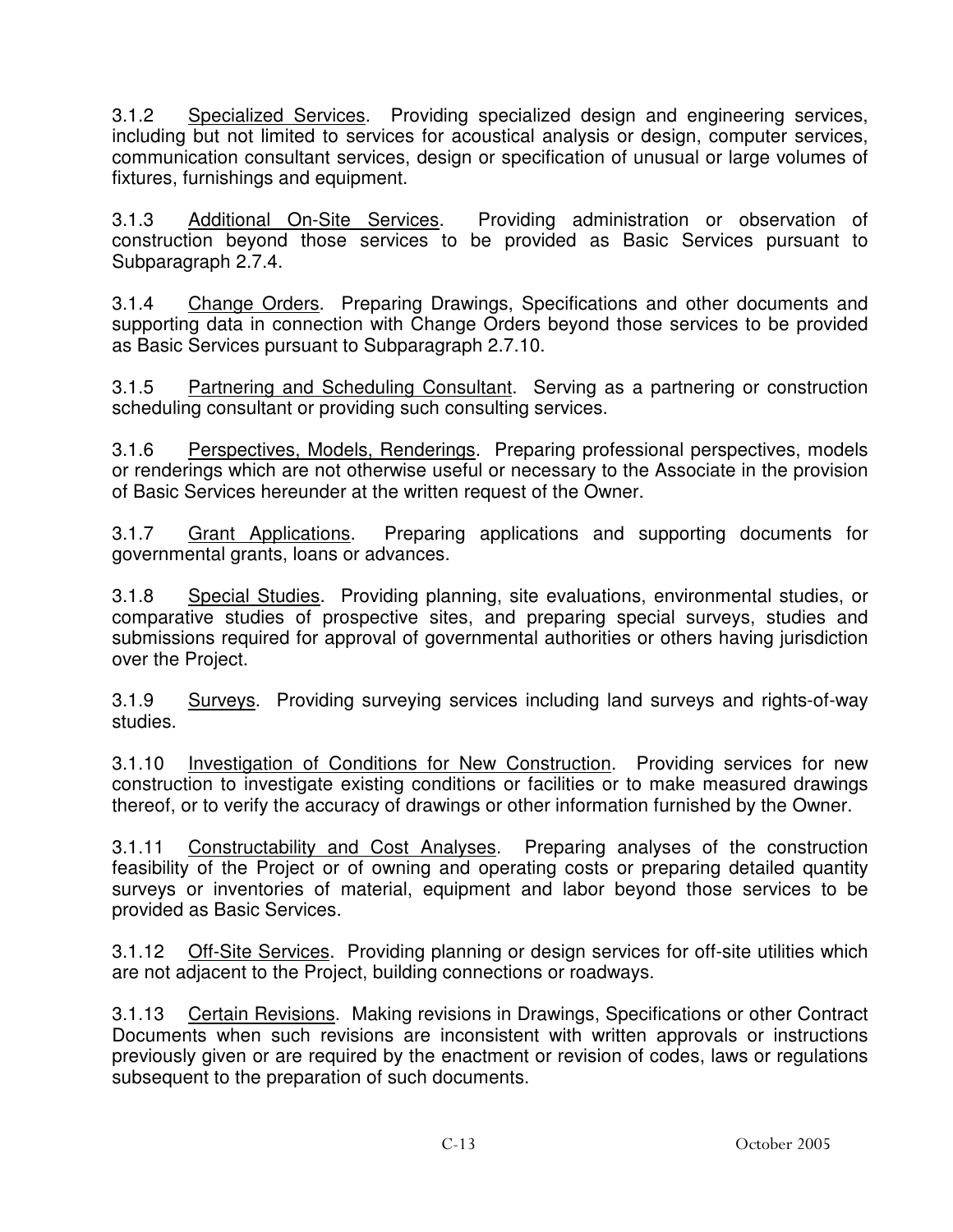3.1.2 Specialized Services. Providing specialized design and engineering services, including but not limited to services for acoustical analysis or design, computer services, communication consultant services, design or specification of unusual or large volumes of fixtures, furnishings and equipment.

3.1.3 Additional On-Site Services. Providing administration or observation of construction beyond those services to be provided as Basic Services pursuant to Subparagraph 2.7.4.

3.1.4 Change Orders. Preparing Drawings, Specifications and other documents and supporting data in connection with Change Orders beyond those services to be provided as Basic Services pursuant to Subparagraph 2.7.10.

3.1.5 Partnering and Scheduling Consultant. Serving as a partnering or construction scheduling consultant or providing such consulting services.

3.1.6 Perspectives, Models, Renderings. Preparing professional perspectives, models or renderings which are not otherwise useful or necessary to the Associate in the provision of Basic Services hereunder at the written request of the Owner.

3.1.7 Grant Applications. Preparing applications and supporting documents for governmental grants, loans or advances.

3.1.8 Special Studies. Providing planning, site evaluations, environmental studies, or comparative studies of prospective sites, and preparing special surveys, studies and submissions required for approval of governmental authorities or others having jurisdiction over the Project.

3.1.9 Surveys. Providing surveying services including land surveys and rights-of-way studies.

3.1.10 Investigation of Conditions for New Construction. Providing services for new construction to investigate existing conditions or facilities or to make measured drawings thereof, or to verify the accuracy of drawings or other information furnished by the Owner.

3.1.11 Constructability and Cost Analyses. Preparing analyses of the construction feasibility of the Project or of owning and operating costs or preparing detailed quantity surveys or inventories of material, equipment and labor beyond those services to be provided as Basic Services.

3.1.12 Off-Site Services. Providing planning or design services for off-site utilities which are not adjacent to the Project, building connections or roadways.

3.1.13 Certain Revisions. Making revisions in Drawings, Specifications or other Contract Documents when such revisions are inconsistent with written approvals or instructions previously given or are required by the enactment or revision of codes, laws or regulations subsequent to the preparation of such documents.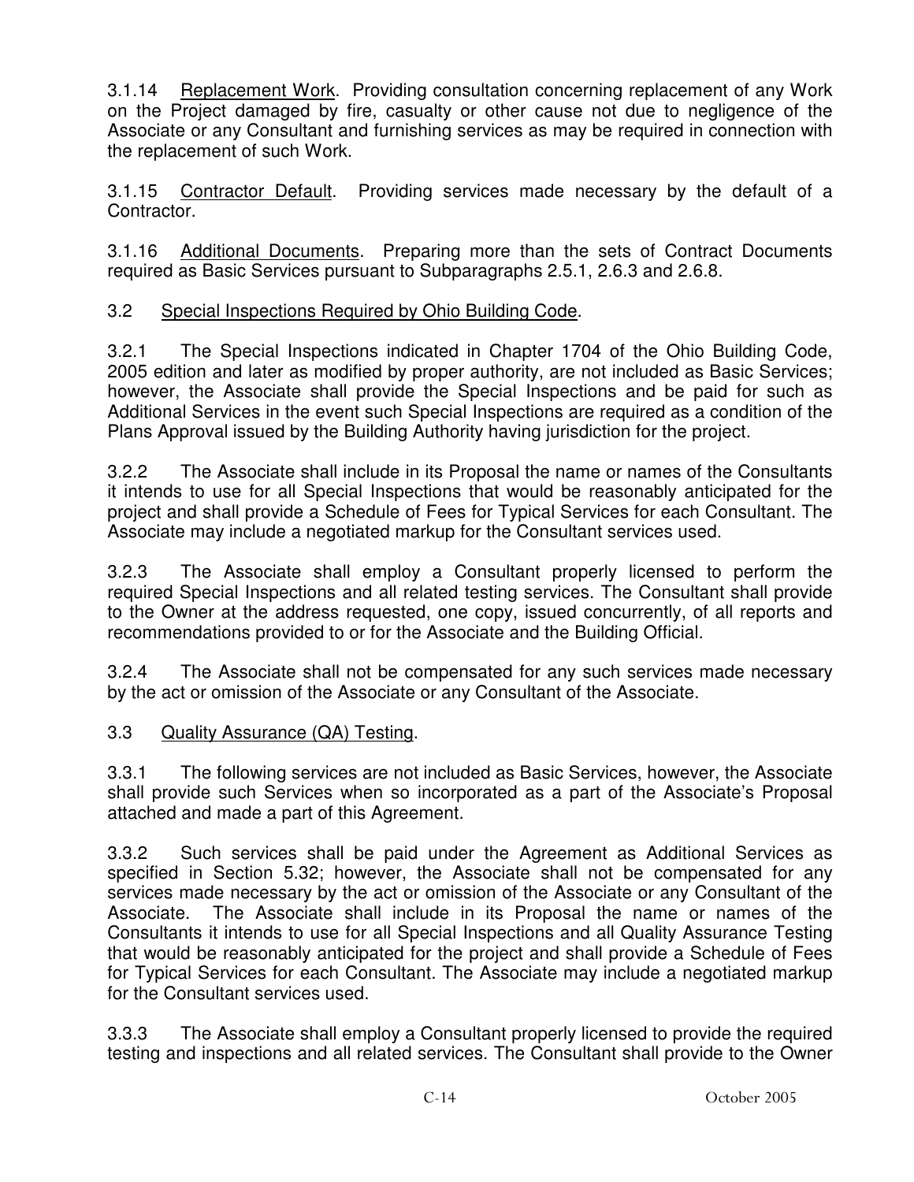3.1.14 Replacement Work. Providing consultation concerning replacement of any Work on the Project damaged by fire, casualty or other cause not due to negligence of the Associate or any Consultant and furnishing services as may be required in connection with the replacement of such Work.

3.1.15 Contractor Default. Providing services made necessary by the default of a Contractor.

3.1.16 Additional Documents. Preparing more than the sets of Contract Documents required as Basic Services pursuant to Subparagraphs 2.5.1, 2.6.3 and 2.6.8.

3.2 Special Inspections Required by Ohio Building Code.

3.2.1 The Special Inspections indicated in Chapter 1704 of the Ohio Building Code, 2005 edition and later as modified by proper authority, are not included as Basic Services; however, the Associate shall provide the Special Inspections and be paid for such as Additional Services in the event such Special Inspections are required as a condition of the Plans Approval issued by the Building Authority having jurisdiction for the project.

3.2.2 The Associate shall include in its Proposal the name or names of the Consultants it intends to use for all Special Inspections that would be reasonably anticipated for the project and shall provide a Schedule of Fees for Typical Services for each Consultant. The Associate may include a negotiated markup for the Consultant services used.

3.2.3 The Associate shall employ a Consultant properly licensed to perform the required Special Inspections and all related testing services. The Consultant shall provide to the Owner at the address requested, one copy, issued concurrently, of all reports and recommendations provided to or for the Associate and the Building Official.

3.2.4 The Associate shall not be compensated for any such services made necessary by the act or omission of the Associate or any Consultant of the Associate.

3.3 Quality Assurance (QA) Testing.

3.3.1 The following services are not included as Basic Services, however, the Associate shall provide such Services when so incorporated as a part of the Associate's Proposal attached and made a part of this Agreement.

3.3.2 Such services shall be paid under the Agreement as Additional Services as specified in Section 5.32; however, the Associate shall not be compensated for any services made necessary by the act or omission of the Associate or any Consultant of the Associate. The Associate shall include in its Proposal the name or names of the Consultants it intends to use for all Special Inspections and all Quality Assurance Testing that would be reasonably anticipated for the project and shall provide a Schedule of Fees for Typical Services for each Consultant. The Associate may include a negotiated markup for the Consultant services used.

3.3.3 The Associate shall employ a Consultant properly licensed to provide the required testing and inspections and all related services. The Consultant shall provide to the Owner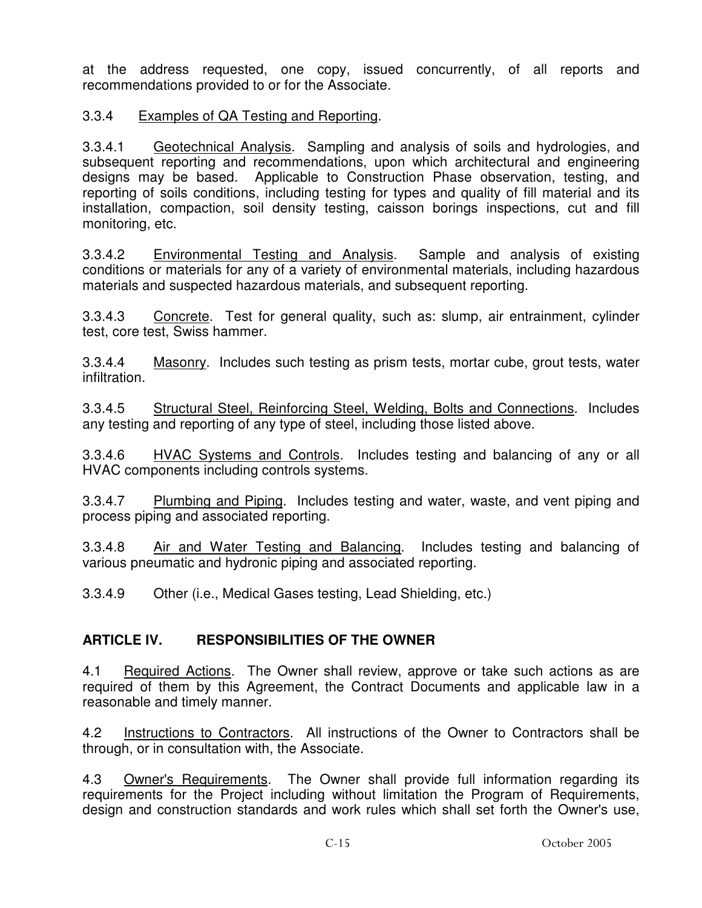at the address requested, one copy, issued concurrently, of all reports and recommendations provided to or for the Associate.

3.3.4 Examples of QA Testing and Reporting.

3.3.4.1 Geotechnical Analysis. Sampling and analysis of soils and hydrologies, and subsequent reporting and recommendations, upon which architectural and engineering designs may be based. Applicable to Construction Phase observation, testing, and reporting of soils conditions, including testing for types and quality of fill material and its installation, compaction, soil density testing, caisson borings inspections, cut and fill monitoring, etc.

3.3.4.2 Environmental Testing and Analysis. Sample and analysis of existing conditions or materials for any of a variety of environmental materials, including hazardous materials and suspected hazardous materials, and subsequent reporting.

3.3.4.3 Concrete. Test for general quality, such as: slump, air entrainment, cylinder test, core test, Swiss hammer.

3.3.4.4 Masonry. Includes such testing as prism tests, mortar cube, grout tests, water infiltration.

3.3.4.5 Structural Steel, Reinforcing Steel, Welding, Bolts and Connections. Includes any testing and reporting of any type of steel, including those listed above.

3.3.4.6 HVAC Systems and Controls. Includes testing and balancing of any or all HVAC components including controls systems.

3.3.4.7 Plumbing and Piping. Includes testing and water, waste, and vent piping and process piping and associated reporting.

3.3.4.8 Air and Water Testing and Balancing. Includes testing and balancing of various pneumatic and hydronic piping and associated reporting.

3.3.4.9 Other (i.e., Medical Gases testing, Lead Shielding, etc.)

## ARTICLE IV. RESPONSIBILITIES OF THE OWNER

4.1 Required Actions. The Owner shall review, approve or take such actions as are required of them by this Agreement, the Contract Documents and applicable law in a reasonable and timely manner.

4.2 Instructions to Contractors. All instructions of the Owner to Contractors shall be through, or in consultation with, the Associate.

4.3 Owner's Requirements. The Owner shall provide full information regarding its requirements for the Project including without limitation the Program of Requirements, design and construction standards and work rules which shall set forth the Owner's use,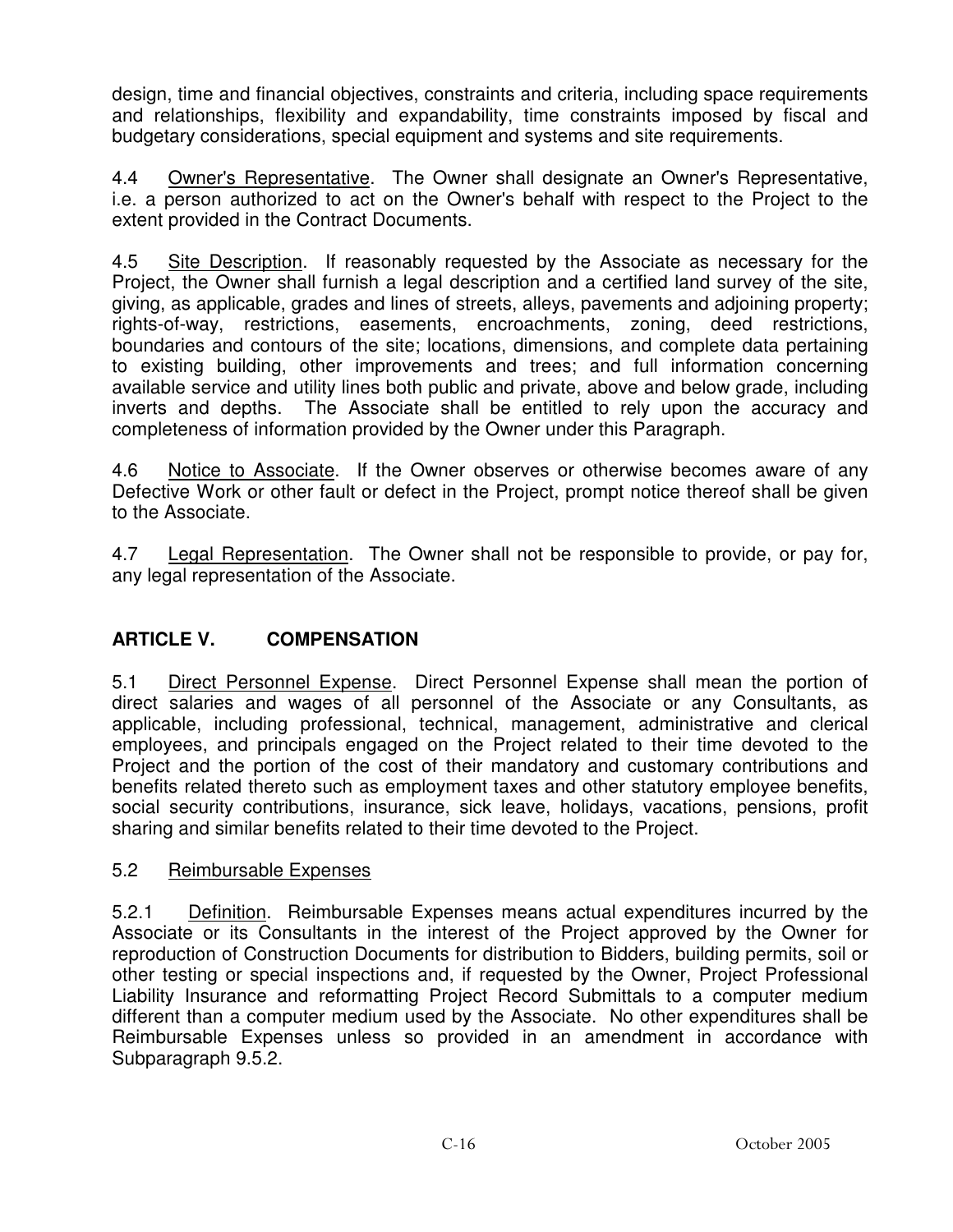design, time and financial objectives, constraints and criteria, including space requirements and relationships, flexibility and expandability, time constraints imposed by fiscal and budgetary considerations, special equipment and systems and site requirements.

4.4 Owner's Representative. The Owner shall designate an Owner's Representative, i.e. a person authorized to act on the Owner's behalf with respect to the Project to the extent provided in the Contract Documents.

4.5 Site Description. If reasonably requested by the Associate as necessary for the Project, the Owner shall furnish a legal description and a certified land survey of the site, giving, as applicable, grades and lines of streets, alleys, pavements and adjoining property; rights-of-way, restrictions, easements, encroachments, zoning, deed restrictions, boundaries and contours of the site; locations, dimensions, and complete data pertaining to existing building, other improvements and trees; and full information concerning available service and utility lines both public and private, above and below grade, including inverts and depths. The Associate shall be entitled to rely upon the accuracy and completeness of information provided by the Owner under this Paragraph.

4.6 Notice to Associate. If the Owner observes or otherwise becomes aware of any Defective Work or other fault or defect in the Project, prompt notice thereof shall be given to the Associate.

4.7 Legal Representation. The Owner shall not be responsible to provide, or pay for, any legal representation of the Associate.

## ARTICLE V. COMPENSATION

5.1 Direct Personnel Expense. Direct Personnel Expense shall mean the portion of direct salaries and wages of all personnel of the Associate or any Consultants, as applicable, including professional, technical, management, administrative and clerical employees, and principals engaged on the Project related to their time devoted to the Project and the portion of the cost of their mandatory and customary contributions and benefits related thereto such as employment taxes and other statutory employee benefits, social security contributions, insurance, sick leave, holidays, vacations, pensions, profit sharing and similar benefits related to their time devoted to the Project.

5.2 Reimbursable Expenses

5.2.1 Definition. Reimbursable Expenses means actual expenditures incurred by the Associate or its Consultants in the interest of the Project approved by the Owner for reproduction of Construction Documents for distribution to Bidders, building permits, soil or other testing or special inspections and, if requested by the Owner, Project Professional Liability Insurance and reformatting Project Record Submittals to a computer medium different than a computer medium used by the Associate. No other expenditures shall be Reimbursable Expenses unless so provided in an amendment in accordance with Subparagraph 9.5.2.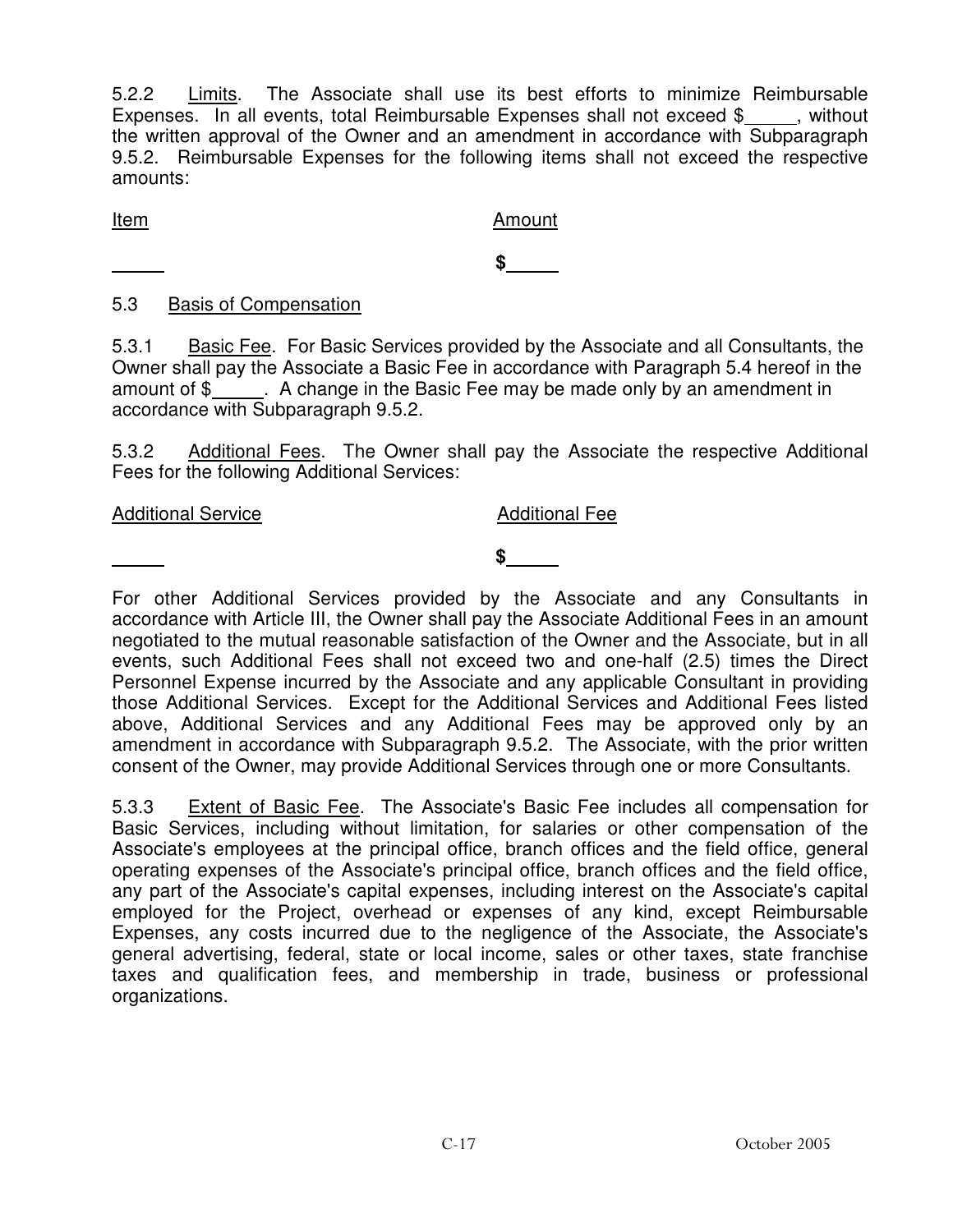5.2.2 Limits. The Associate shall use its best efforts to minimize Reimbursable Expenses. In all events, total Reimbursable Expenses shall not exceed $\_\_\_\_\_, without the written approval of the Owner and an amendment in accordance with Subparagraph 9.5.2. Reimbursable Expenses for the following items shall not exceed the respective amounts:

| Item | Amount |
|---|---|
| \_\_\_\_\_ | $\_\_\_\_\_ |

5.3 Basis of Compensation

5.3.1 Basic Fee. For Basic Services provided by the Associate and all Consultants, the Owner shall pay the Associate a Basic Fee in accordance with Paragraph 5.4 hereof in the amount of $\_\_\_\_\_. A change in the Basic Fee may be made only by an amendment in accordance with Subparagraph 9.5.2.

5.3.2 Additional Fees. The Owner shall pay the Associate the respective Additional Fees for the following Additional Services:

| Additional Service | Additional Fee |
|---|---|
| \_\_\_\_\_ | $\_\_\_\_\_ |

For other Additional Services provided by the Associate and any Consultants in accordance with Article III, the Owner shall pay the Associate Additional Fees in an amount negotiated to the mutual reasonable satisfaction of the Owner and the Associate, but in all events, such Additional Fees shall not exceed two and one-half (2.5) times the Direct Personnel Expense incurred by the Associate and any applicable Consultant in providing those Additional Services. Except for the Additional Services and Additional Fees listed above, Additional Services and any Additional Fees may be approved only by an amendment in accordance with Subparagraph 9.5.2. The Associate, with the prior written consent of the Owner, may provide Additional Services through one or more Consultants.

5.3.3 Extent of Basic Fee. The Associate's Basic Fee includes all compensation for Basic Services, including without limitation, for salaries or other compensation of the Associate's employees at the principal office, branch offices and the field office, general operating expenses of the Associate's principal office, branch offices and the field office, any part of the Associate's capital expenses, including interest on the Associate's capital employed for the Project, overhead or expenses of any kind, except Reimbursable Expenses, any costs incurred due to the negligence of the Associate, the Associate's general advertising, federal, state or local income, sales or other taxes, state franchise taxes and qualification fees, and membership in trade, business or professional organizations.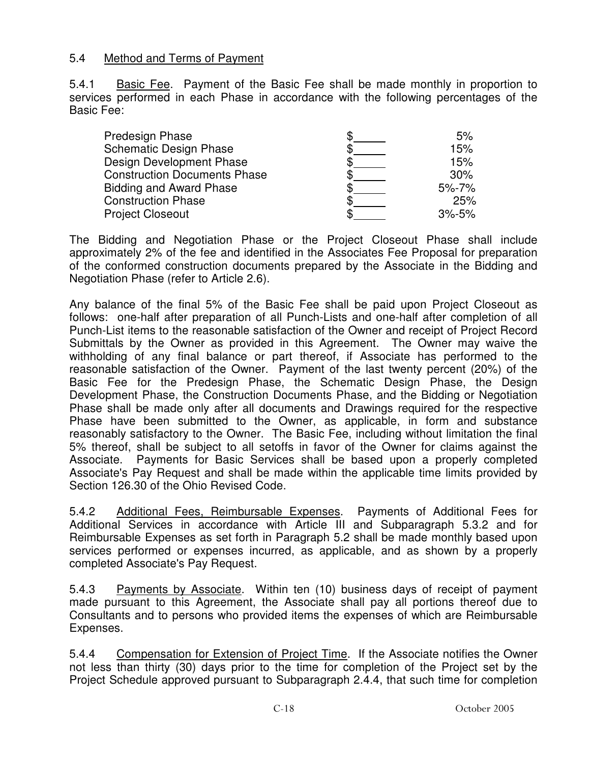5.4 Method and Terms of Payment

5.4.1 Basic Fee. Payment of the Basic Fee shall be made monthly in proportion to services performed in each Phase in accordance with the following percentages of the Basic Fee:

| | | |
|---|---|---|
| Predesign Phase | $_____ | 5% |
| Schematic Design Phase | $_____ | 15% |
| Design Development Phase | $_____ | 15% |
| Construction Documents Phase | $_____ | 30% |
| Bidding and Award Phase | $_____ | 5%-7% |
| Construction Phase | $_____ | 25% |
| Project Closeout | $_____ | 3%-5% |

The Bidding and Negotiation Phase or the Project Closeout Phase shall include approximately 2% of the fee and identified in the Associates Fee Proposal for preparation of the conformed construction documents prepared by the Associate in the Bidding and Negotiation Phase (refer to Article 2.6).

Any balance of the final 5% of the Basic Fee shall be paid upon Project Closeout as follows: one-half after preparation of all Punch-Lists and one-half after completion of all Punch-List items to the reasonable satisfaction of the Owner and receipt of Project Record Submittals by the Owner as provided in this Agreement. The Owner may waive the withholding of any final balance or part thereof, if Associate has performed to the reasonable satisfaction of the Owner. Payment of the last twenty percent (20%) of the Basic Fee for the Predesign Phase, the Schematic Design Phase, the Design Development Phase, the Construction Documents Phase, and the Bidding or Negotiation Phase shall be made only after all documents and Drawings required for the respective Phase have been submitted to the Owner, as applicable, in form and substance reasonably satisfactory to the Owner. The Basic Fee, including without limitation the final 5% thereof, shall be subject to all setoffs in favor of the Owner for claims against the Associate. Payments for Basic Services shall be based upon a properly completed Associate's Pay Request and shall be made within the applicable time limits provided by Section 126.30 of the Ohio Revised Code.

5.4.2 Additional Fees, Reimbursable Expenses. Payments of Additional Fees for Additional Services in accordance with Article III and Subparagraph 5.3.2 and for Reimbursable Expenses as set forth in Paragraph 5.2 shall be made monthly based upon services performed or expenses incurred, as applicable, and as shown by a properly completed Associate's Pay Request.

5.4.3 Payments by Associate. Within ten (10) business days of receipt of payment made pursuant to this Agreement, the Associate shall pay all portions thereof due to Consultants and to persons who provided items the expenses of which are Reimbursable Expenses.

5.4.4 Compensation for Extension of Project Time. If the Associate notifies the Owner not less than thirty (30) days prior to the time for completion of the Project set by the Project Schedule approved pursuant to Subparagraph 2.4.4, that such time for completion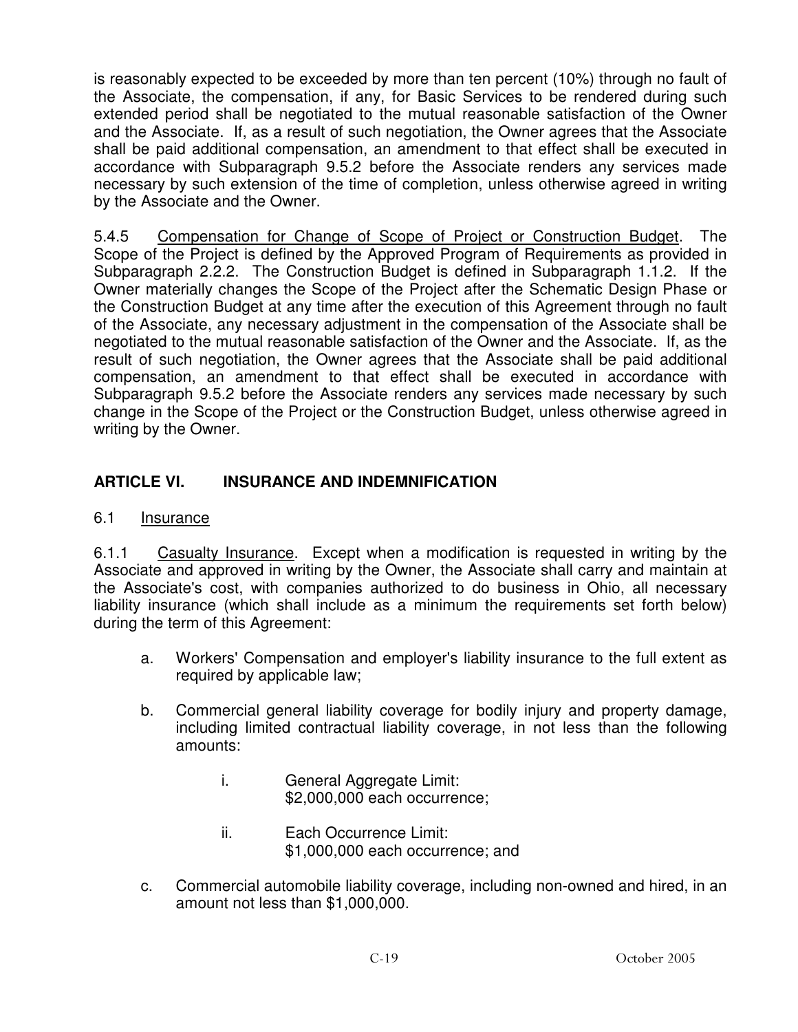is reasonably expected to be exceeded by more than ten percent (10%) through no fault of the Associate, the compensation, if any, for Basic Services to be rendered during such extended period shall be negotiated to the mutual reasonable satisfaction of the Owner and the Associate. If, as a result of such negotiation, the Owner agrees that the Associate shall be paid additional compensation, an amendment to that effect shall be executed in accordance with Subparagraph 9.5.2 before the Associate renders any services made necessary by such extension of the time of completion, unless otherwise agreed in writing by the Associate and the Owner.

5.4.5 Compensation for Change of Scope of Project or Construction Budget. The Scope of the Project is defined by the Approved Program of Requirements as provided in Subparagraph 2.2.2. The Construction Budget is defined in Subparagraph 1.1.2. If the Owner materially changes the Scope of the Project after the Schematic Design Phase or the Construction Budget at any time after the execution of this Agreement through no fault of the Associate, any necessary adjustment in the compensation of the Associate shall be negotiated to the mutual reasonable satisfaction of the Owner and the Associate. If, as the result of such negotiation, the Owner agrees that the Associate shall be paid additional compensation, an amendment to that effect shall be executed in accordance with Subparagraph 9.5.2 before the Associate renders any services made necessary by such change in the Scope of the Project or the Construction Budget, unless otherwise agreed in writing by the Owner.

## ARTICLE VI. INSURANCE AND INDEMNIFICATION

### 6.1 Insurance

6.1.1 Casualty Insurance. Except when a modification is requested in writing by the Associate and approved in writing by the Owner, the Associate shall carry and maintain at the Associate's cost, with companies authorized to do business in Ohio, all necessary liability insurance (which shall include as a minimum the requirements set forth below) during the term of this Agreement:

a. Workers' Compensation and employer's liability insurance to the full extent as required by applicable law;

b. Commercial general liability coverage for bodily injury and property damage, including limited contractual liability coverage, in not less than the following amounts:

   i. General Aggregate Limit:
   $2,000,000 each occurrence;

   ii. Each Occurrence Limit:
   $1,000,000 each occurrence; and

c. Commercial automobile liability coverage, including non-owned and hired, in an amount not less than $1,000,000.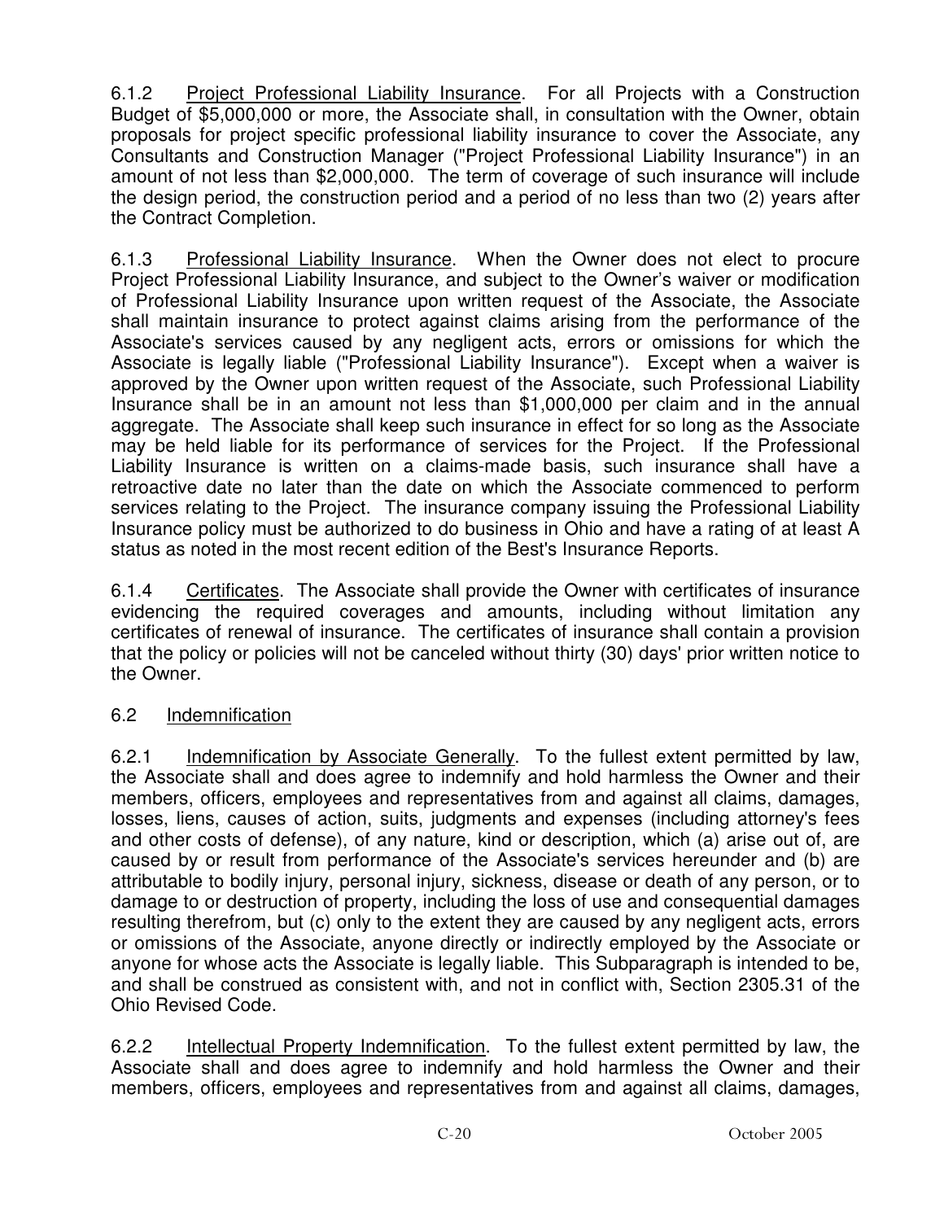6.1.2 Project Professional Liability Insurance. For all Projects with a Construction Budget of $5,000,000 or more, the Associate shall, in consultation with the Owner, obtain proposals for project specific professional liability insurance to cover the Associate, any Consultants and Construction Manager ("Project Professional Liability Insurance") in an amount of not less than $2,000,000. The term of coverage of such insurance will include the design period, the construction period and a period of no less than two (2) years after the Contract Completion.

6.1.3 Professional Liability Insurance. When the Owner does not elect to procure Project Professional Liability Insurance, and subject to the Owner's waiver or modification of Professional Liability Insurance upon written request of the Associate, the Associate shall maintain insurance to protect against claims arising from the performance of the Associate's services caused by any negligent acts, errors or omissions for which the Associate is legally liable ("Professional Liability Insurance"). Except when a waiver is approved by the Owner upon written request of the Associate, such Professional Liability Insurance shall be in an amount not less than $1,000,000 per claim and in the annual aggregate. The Associate shall keep such insurance in effect for so long as the Associate may be held liable for its performance of services for the Project. If the Professional Liability Insurance is written on a claims-made basis, such insurance shall have a retroactive date no later than the date on which the Associate commenced to perform services relating to the Project. The insurance company issuing the Professional Liability Insurance policy must be authorized to do business in Ohio and have a rating of at least A status as noted in the most recent edition of the Best's Insurance Reports.

6.1.4 Certificates. The Associate shall provide the Owner with certificates of insurance evidencing the required coverages and amounts, including without limitation any certificates of renewal of insurance. The certificates of insurance shall contain a provision that the policy or policies will not be canceled without thirty (30) days' prior written notice to the Owner.

## 6.2 Indemnification

6.2.1 Indemnification by Associate Generally. To the fullest extent permitted by law, the Associate shall and does agree to indemnify and hold harmless the Owner and their members, officers, employees and representatives from and against all claims, damages, losses, liens, causes of action, suits, judgments and expenses (including attorney's fees and other costs of defense), of any nature, kind or description, which (a) arise out of, are caused by or result from performance of the Associate's services hereunder and (b) are attributable to bodily injury, personal injury, sickness, disease or death of any person, or to damage to or destruction of property, including the loss of use and consequential damages resulting therefrom, but (c) only to the extent they are caused by any negligent acts, errors or omissions of the Associate, anyone directly or indirectly employed by the Associate or anyone for whose acts the Associate is legally liable. This Subparagraph is intended to be, and shall be construed as consistent with, and not in conflict with, Section 2305.31 of the Ohio Revised Code.

6.2.2 Intellectual Property Indemnification. To the fullest extent permitted by law, the Associate shall and does agree to indemnify and hold harmless the Owner and their members, officers, employees and representatives from and against all claims, damages,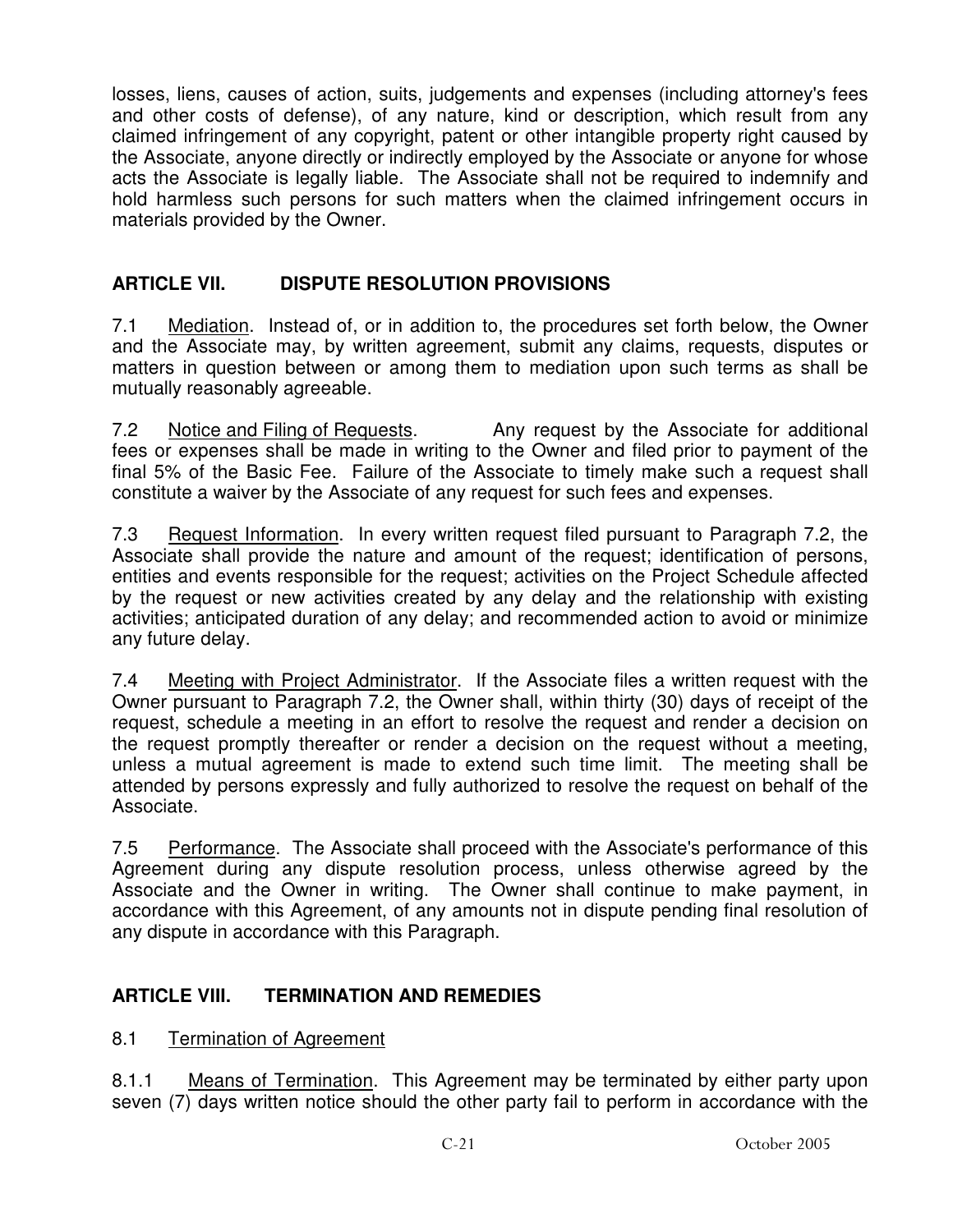losses, liens, causes of action, suits, judgements and expenses (including attorney's fees and other costs of defense), of any nature, kind or description, which result from any claimed infringement of any copyright, patent or other intangible property right caused by the Associate, anyone directly or indirectly employed by the Associate or anyone for whose acts the Associate is legally liable. The Associate shall not be required to indemnify and hold harmless such persons for such matters when the claimed infringement occurs in materials provided by the Owner.

## ARTICLE VII. DISPUTE RESOLUTION PROVISIONS

7.1 Mediation. Instead of, or in addition to, the procedures set forth below, the Owner and the Associate may, by written agreement, submit any claims, requests, disputes or matters in question between or among them to mediation upon such terms as shall be mutually reasonably agreeable.

7.2 Notice and Filing of Requests. Any request by the Associate for additional fees or expenses shall be made in writing to the Owner and filed prior to payment of the final 5% of the Basic Fee. Failure of the Associate to timely make such a request shall constitute a waiver by the Associate of any request for such fees and expenses.

7.3 Request Information. In every written request filed pursuant to Paragraph 7.2, the Associate shall provide the nature and amount of the request; identification of persons, entities and events responsible for the request; activities on the Project Schedule affected by the request or new activities created by any delay and the relationship with existing activities; anticipated duration of any delay; and recommended action to avoid or minimize any future delay.

7.4 Meeting with Project Administrator. If the Associate files a written request with the Owner pursuant to Paragraph 7.2, the Owner shall, within thirty (30) days of receipt of the request, schedule a meeting in an effort to resolve the request and render a decision on the request promptly thereafter or render a decision on the request without a meeting, unless a mutual agreement is made to extend such time limit. The meeting shall be attended by persons expressly and fully authorized to resolve the request on behalf of the Associate.

7.5 Performance. The Associate shall proceed with the Associate's performance of this Agreement during any dispute resolution process, unless otherwise agreed by the Associate and the Owner in writing. The Owner shall continue to make payment, in accordance with this Agreement, of any amounts not in dispute pending final resolution of any dispute in accordance with this Paragraph.

## ARTICLE VIII. TERMINATION AND REMEDIES

8.1 Termination of Agreement

8.1.1 Means of Termination. This Agreement may be terminated by either party upon seven (7) days written notice should the other party fail to perform in accordance with the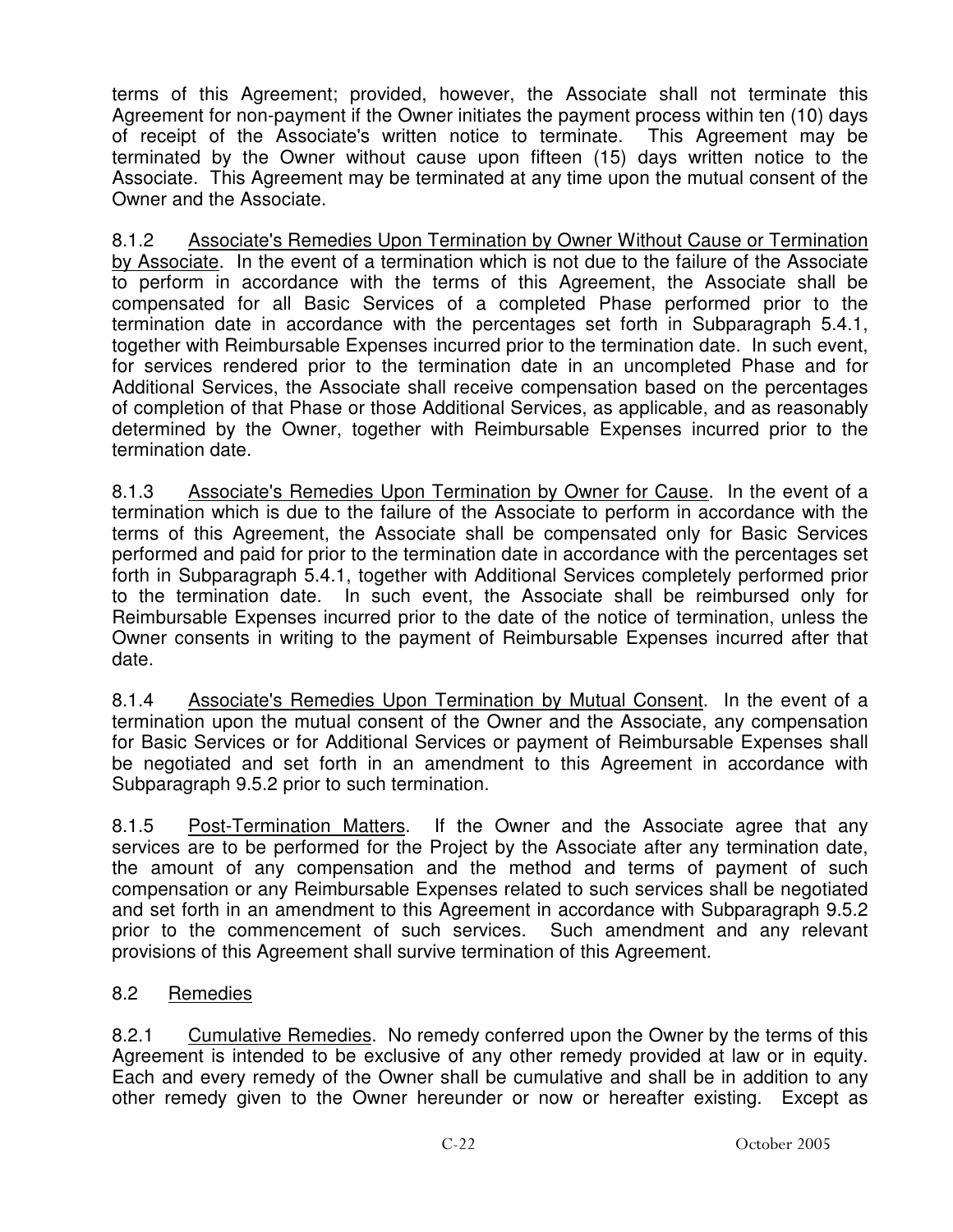terms of this Agreement; provided, however, the Associate shall not terminate this Agreement for non-payment if the Owner initiates the payment process within ten (10) days of receipt of the Associate's written notice to terminate. This Agreement may be terminated by the Owner without cause upon fifteen (15) days written notice to the Associate. This Agreement may be terminated at any time upon the mutual consent of the Owner and the Associate.

8.1.2 Associate's Remedies Upon Termination by Owner Without Cause or Termination by Associate. In the event of a termination which is not due to the failure of the Associate to perform in accordance with the terms of this Agreement, the Associate shall be compensated for all Basic Services of a completed Phase performed prior to the termination date in accordance with the percentages set forth in Subparagraph 5.4.1, together with Reimbursable Expenses incurred prior to the termination date. In such event, for services rendered prior to the termination date in an uncompleted Phase and for Additional Services, the Associate shall receive compensation based on the percentages of completion of that Phase or those Additional Services, as applicable, and as reasonably determined by the Owner, together with Reimbursable Expenses incurred prior to the termination date.

8.1.3 Associate's Remedies Upon Termination by Owner for Cause. In the event of a termination which is due to the failure of the Associate to perform in accordance with the terms of this Agreement, the Associate shall be compensated only for Basic Services performed and paid for prior to the termination date in accordance with the percentages set forth in Subparagraph 5.4.1, together with Additional Services completely performed prior to the termination date. In such event, the Associate shall be reimbursed only for Reimbursable Expenses incurred prior to the date of the notice of termination, unless the Owner consents in writing to the payment of Reimbursable Expenses incurred after that date.

8.1.4 Associate's Remedies Upon Termination by Mutual Consent. In the event of a termination upon the mutual consent of the Owner and the Associate, any compensation for Basic Services or for Additional Services or payment of Reimbursable Expenses shall be negotiated and set forth in an amendment to this Agreement in accordance with Subparagraph 9.5.2 prior to such termination.

8.1.5 Post-Termination Matters. If the Owner and the Associate agree that any services are to be performed for the Project by the Associate after any termination date, the amount of any compensation and the method and terms of payment of such compensation or any Reimbursable Expenses related to such services shall be negotiated and set forth in an amendment to this Agreement in accordance with Subparagraph 9.5.2 prior to the commencement of such services. Such amendment and any relevant provisions of this Agreement shall survive termination of this Agreement.

## 8.2 Remedies

8.2.1 Cumulative Remedies. No remedy conferred upon the Owner by the terms of this Agreement is intended to be exclusive of any other remedy provided at law or in equity. Each and every remedy of the Owner shall be cumulative and shall be in addition to any other remedy given to the Owner hereunder or now or hereafter existing. Except as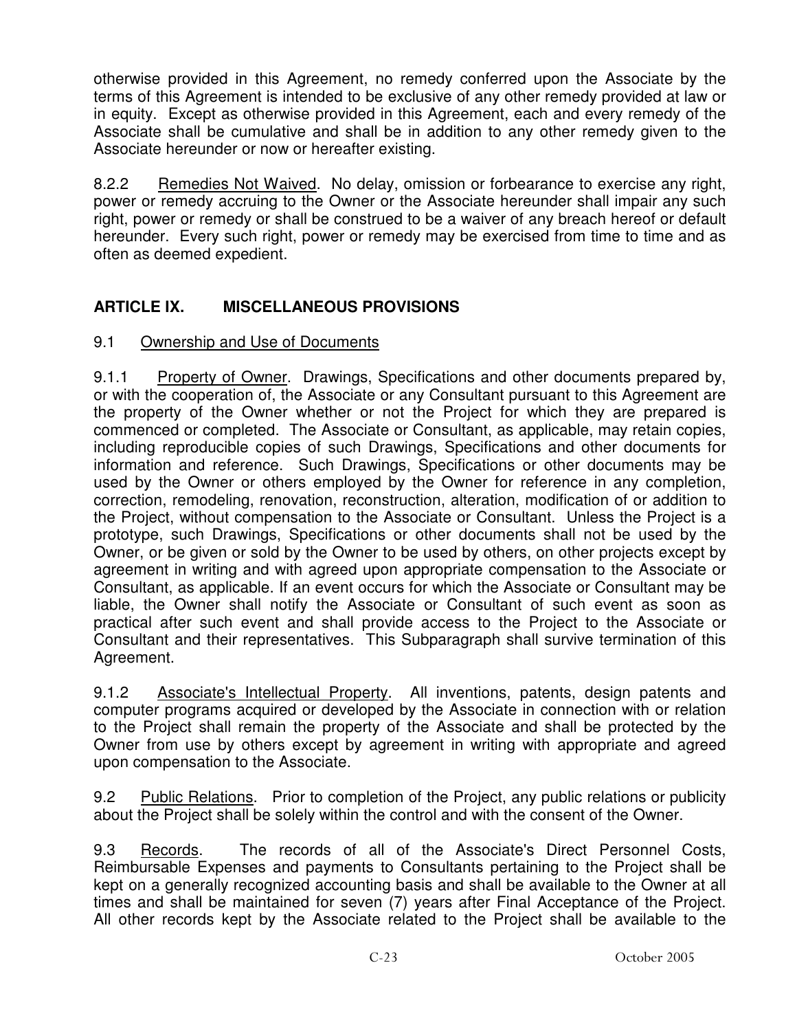otherwise provided in this Agreement, no remedy conferred upon the Associate by the terms of this Agreement is intended to be exclusive of any other remedy provided at law or in equity. Except as otherwise provided in this Agreement, each and every remedy of the Associate shall be cumulative and shall be in addition to any other remedy given to the Associate hereunder or now or hereafter existing.

8.2.2 Remedies Not Waived. No delay, omission or forbearance to exercise any right, power or remedy accruing to the Owner or the Associate hereunder shall impair any such right, power or remedy or shall be construed to be a waiver of any breach hereof or default hereunder. Every such right, power or remedy may be exercised from time to time and as often as deemed expedient.

## ARTICLE IX. MISCELLANEOUS PROVISIONS

9.1 Ownership and Use of Documents

9.1.1 Property of Owner. Drawings, Specifications and other documents prepared by, or with the cooperation of, the Associate or any Consultant pursuant to this Agreement are the property of the Owner whether or not the Project for which they are prepared is commenced or completed. The Associate or Consultant, as applicable, may retain copies, including reproducible copies of such Drawings, Specifications and other documents for information and reference. Such Drawings, Specifications or other documents may be used by the Owner or others employed by the Owner for reference in any completion, correction, remodeling, renovation, reconstruction, alteration, modification of or addition to the Project, without compensation to the Associate or Consultant. Unless the Project is a prototype, such Drawings, Specifications or other documents shall not be used by the Owner, or be given or sold by the Owner to be used by others, on other projects except by agreement in writing and with agreed upon appropriate compensation to the Associate or Consultant, as applicable. If an event occurs for which the Associate or Consultant may be liable, the Owner shall notify the Associate or Consultant of such event as soon as practical after such event and shall provide access to the Project to the Associate or Consultant and their representatives. This Subparagraph shall survive termination of this Agreement.

9.1.2 Associate's Intellectual Property. All inventions, patents, design patents and computer programs acquired or developed by the Associate in connection with or relation to the Project shall remain the property of the Associate and shall be protected by the Owner from use by others except by agreement in writing with appropriate and agreed upon compensation to the Associate.

9.2 Public Relations. Prior to completion of the Project, any public relations or publicity about the Project shall be solely within the control and with the consent of the Owner.

9.3 Records. The records of all of the Associate's Direct Personnel Costs, Reimbursable Expenses and payments to Consultants pertaining to the Project shall be kept on a generally recognized accounting basis and shall be available to the Owner at all times and shall be maintained for seven (7) years after Final Acceptance of the Project. All other records kept by the Associate related to the Project shall be available to the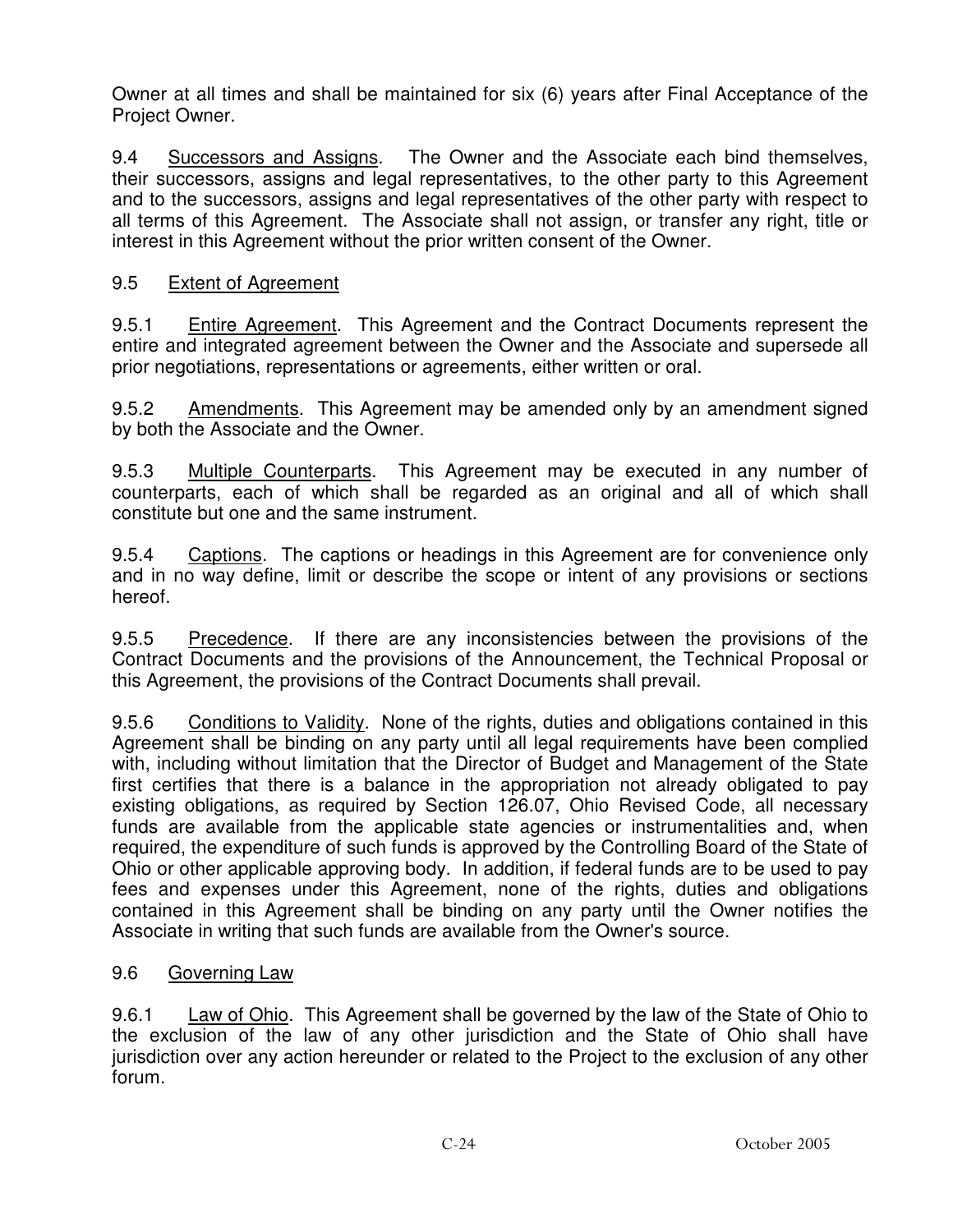Owner at all times and shall be maintained for six (6) years after Final Acceptance of the Project Owner.

9.4 Successors and Assigns. The Owner and the Associate each bind themselves, their successors, assigns and legal representatives, to the other party to this Agreement and to the successors, assigns and legal representatives of the other party with respect to all terms of this Agreement. The Associate shall not assign, or transfer any right, title or interest in this Agreement without the prior written consent of the Owner.

9.5 Extent of Agreement

9.5.1 Entire Agreement. This Agreement and the Contract Documents represent the entire and integrated agreement between the Owner and the Associate and supersede all prior negotiations, representations or agreements, either written or oral.

9.5.2 Amendments. This Agreement may be amended only by an amendment signed by both the Associate and the Owner.

9.5.3 Multiple Counterparts. This Agreement may be executed in any number of counterparts, each of which shall be regarded as an original and all of which shall constitute but one and the same instrument.

9.5.4 Captions. The captions or headings in this Agreement are for convenience only and in no way define, limit or describe the scope or intent of any provisions or sections hereof.

9.5.5 Precedence. If there are any inconsistencies between the provisions of the Contract Documents and the provisions of the Announcement, the Technical Proposal or this Agreement, the provisions of the Contract Documents shall prevail.

9.5.6 Conditions to Validity. None of the rights, duties and obligations contained in this Agreement shall be binding on any party until all legal requirements have been complied with, including without limitation that the Director of Budget and Management of the State first certifies that there is a balance in the appropriation not already obligated to pay existing obligations, as required by Section 126.07, Ohio Revised Code, all necessary funds are available from the applicable state agencies or instrumentalities and, when required, the expenditure of such funds is approved by the Controlling Board of the State of Ohio or other applicable approving body. In addition, if federal funds are to be used to pay fees and expenses under this Agreement, none of the rights, duties and obligations contained in this Agreement shall be binding on any party until the Owner notifies the Associate in writing that such funds are available from the Owner's source.

9.6 Governing Law

9.6.1 Law of Ohio. This Agreement shall be governed by the law of the State of Ohio to the exclusion of the law of any other jurisdiction and the State of Ohio shall have jurisdiction over any action hereunder or related to the Project to the exclusion of any other forum.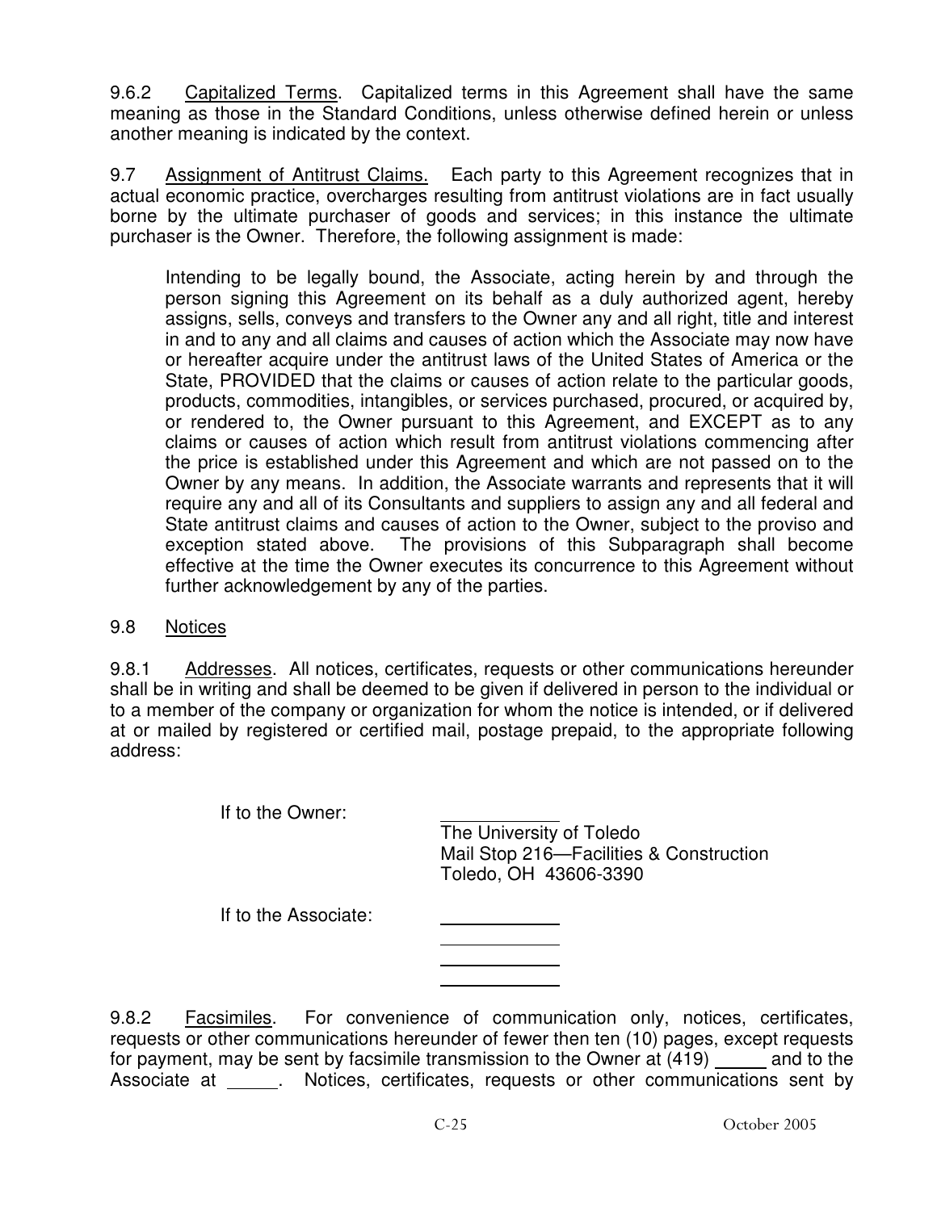9.6.2 Capitalized Terms. Capitalized terms in this Agreement shall have the same meaning as those in the Standard Conditions, unless otherwise defined herein or unless another meaning is indicated by the context.

9.7 Assignment of Antitrust Claims. Each party to this Agreement recognizes that in actual economic practice, overcharges resulting from antitrust violations are in fact usually borne by the ultimate purchaser of goods and services; in this instance the ultimate purchaser is the Owner. Therefore, the following assignment is made:

> Intending to be legally bound, the Associate, acting herein by and through the person signing this Agreement on its behalf as a duly authorized agent, hereby assigns, sells, conveys and transfers to the Owner any and all right, title and interest in and to any and all claims and causes of action which the Associate may now have or hereafter acquire under the antitrust laws of the United States of America or the State, PROVIDED that the claims or causes of action relate to the particular goods, products, commodities, intangibles, or services purchased, procured, or acquired by, or rendered to, the Owner pursuant to this Agreement, and EXCEPT as to any claims or causes of action which result from antitrust violations commencing after the price is established under this Agreement and which are not passed on to the Owner by any means. In addition, the Associate warrants and represents that it will require any and all of its Consultants and suppliers to assign any and all federal and State antitrust claims and causes of action to the Owner, subject to the proviso and exception stated above. The provisions of this Subparagraph shall become effective at the time the Owner executes its concurrence to this Agreement without further acknowledgement by any of the parties.

9.8 Notices

9.8.1 Addresses. All notices, certificates, requests or other communications hereunder shall be in writing and shall be deemed to be given if delivered in person to the individual or to a member of the company or organization for whom the notice is intended, or if delivered at or mailed by registered or certified mail, postage prepaid, to the appropriate following address:

If to the Owner: ____________
The University of Toledo
Mail Stop 216—Facilities & Construction
Toledo, OH 43606-3390

If to the Associate: ____________
____________
____________
____________

9.8.2 Facsimiles. For convenience of communication only, notices, certificates, requests or other communications hereunder of fewer then ten (10) pages, except requests for payment, may be sent by facsimile transmission to the Owner at (419) _____ and to the Associate at _____. Notices, certificates, requests or other communications sent by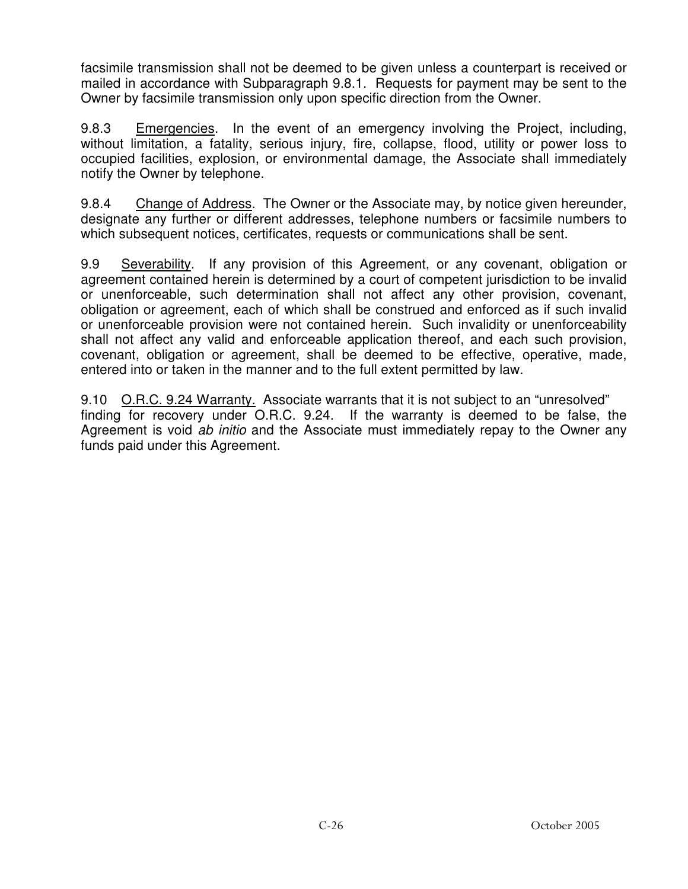facsimile transmission shall not be deemed to be given unless a counterpart is received or mailed in accordance with Subparagraph 9.8.1. Requests for payment may be sent to the Owner by facsimile transmission only upon specific direction from the Owner.

9.8.3 Emergencies. In the event of an emergency involving the Project, including, without limitation, a fatality, serious injury, fire, collapse, flood, utility or power loss to occupied facilities, explosion, or environmental damage, the Associate shall immediately notify the Owner by telephone.

9.8.4 Change of Address. The Owner or the Associate may, by notice given hereunder, designate any further or different addresses, telephone numbers or facsimile numbers to which subsequent notices, certificates, requests or communications shall be sent.

9.9 Severability. If any provision of this Agreement, or any covenant, obligation or agreement contained herein is determined by a court of competent jurisdiction to be invalid or unenforceable, such determination shall not affect any other provision, covenant, obligation or agreement, each of which shall be construed and enforced as if such invalid or unenforceable provision were not contained herein. Such invalidity or unenforceability shall not affect any valid and enforceable application thereof, and each such provision, covenant, obligation or agreement, shall be deemed to be effective, operative, made, entered into or taken in the manner and to the full extent permitted by law.

9.10 O.R.C. 9.24 Warranty. Associate warrants that it is not subject to an "unresolved" finding for recovery under O.R.C. 9.24. If the warranty is deemed to be false, the Agreement is void *ab initio* and the Associate must immediately repay to the Owner any funds paid under this Agreement.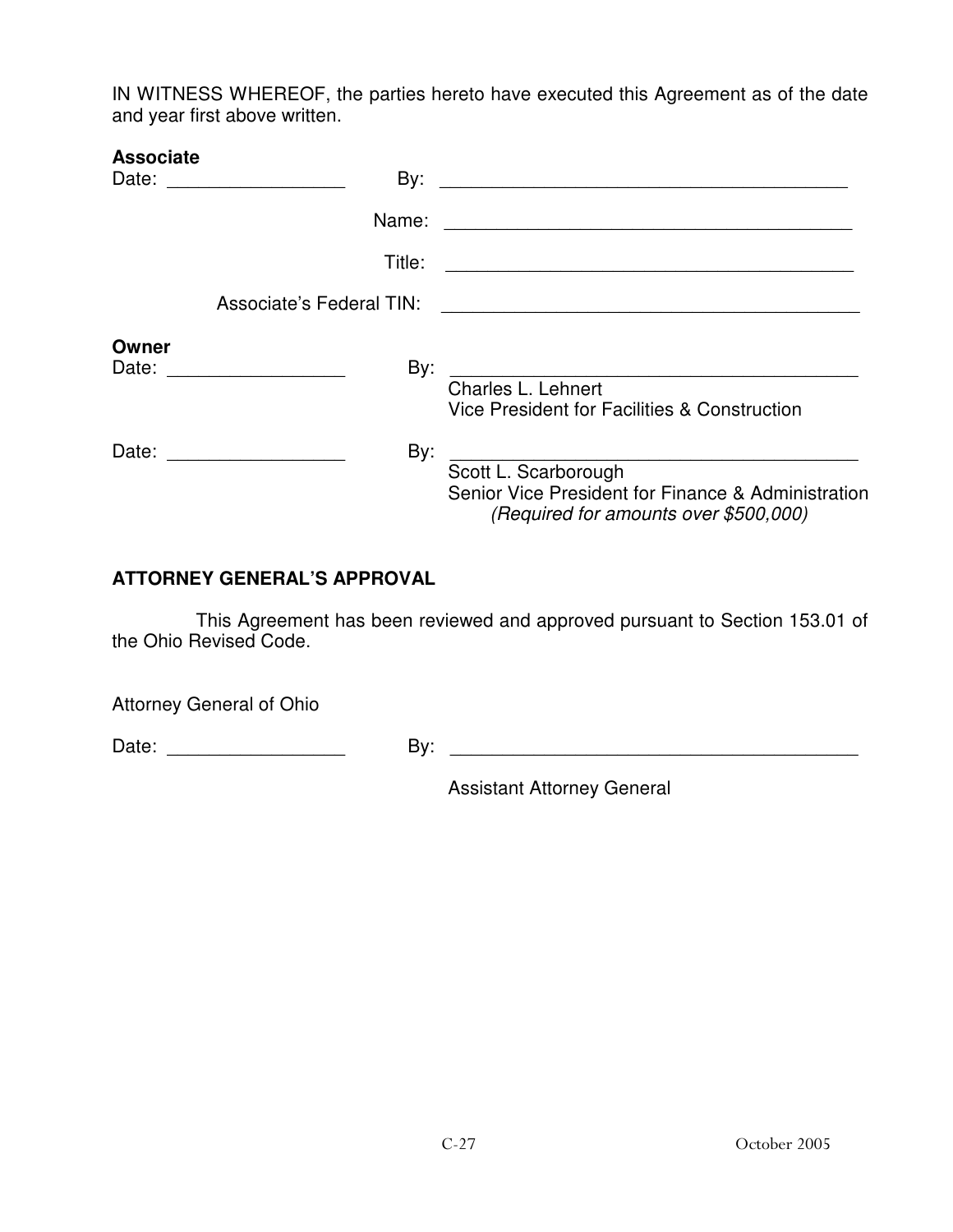IN WITNESS WHEREOF, the parties hereto have executed this Agreement as of the date and year first above written.

**Associate**

Date: _________________ By: ________________________________________

Name: ________________________________________

Title: ________________________________________

Associate's Federal TIN: ________________________________________

**Owner**

Date: _________________ By: ________________________________________

Charles L. Lehnert
Vice President for Facilities & Construction

Date: _________________ By: ________________________________________

Scott L. Scarborough
Senior Vice President for Finance & Administration
*(Required for amounts over $500,000)*

**ATTORNEY GENERAL'S APPROVAL**

This Agreement has been reviewed and approved pursuant to Section 153.01 of the Ohio Revised Code.

Attorney General of Ohio

Date: _________________ By: ________________________________________

Assistant Attorney General